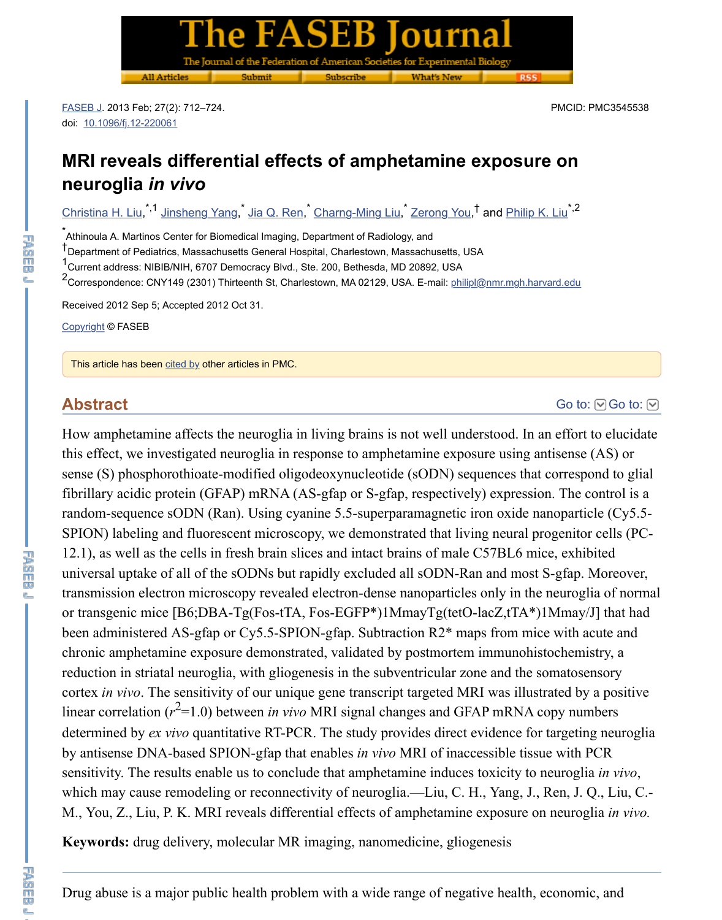FASEB J. 2013 Feb; 27(2): 712–724.
doi: 10.1096/fj.12-220061

PMCID: PMC3545538

# MRI reveals differential effects of amphetamine exposure on neuroglia *in vivo*

Christina H. Liu,[*,1] Jinsheng Yang,[*] Jia Q. Ren,[*] Charng-Ming Liu,[*] Zerong You,[†] and Philip K. Liu[*,2]

[*] Athinoula A. Martinos Center for Biomedical Imaging, Department of Radiology, and
[†] Department of Pediatrics, Massachusetts General Hospital, Charlestown, Massachusetts, USA
[1] Current address: NIBIB/NIH, 6707 Democracy Blvd., Ste. 200, Bethesda, MD 20892, USA
[2] Correspondence: CNY149 (2301) Thirteenth St, Charlestown, MA 02129, USA. E-mail: philipl@nmr.mgh.harvard.edu

Received 2012 Sep 5; Accepted 2012 Oct 31.

Copyright © FASEB

This article has been cited by other articles in PMC.

## Abstract

How amphetamine affects the neuroglia in living brains is not well understood. In an effort to elucidate this effect, we investigated neuroglia in response to amphetamine exposure using antisense (AS) or sense (S) phosphorothioate-modified oligodeoxynucleotide (sODN) sequences that correspond to glial fibrillary acidic protein (GFAP) mRNA (AS-gfap or S-gfap, respectively) expression. The control is a random-sequence sODN (Ran). Using cyanine 5.5-superparamagnetic iron oxide nanoparticle (Cy5.5-SPION) labeling and fluorescent microscopy, we demonstrated that living neural progenitor cells (PC-12.1), as well as the cells in fresh brain slices and intact brains of male C57BL6 mice, exhibited universal uptake of all of the sODNs but rapidly excluded all sODN-Ran and most S-gfap. Moreover, transmission electron microscopy revealed electron-dense nanoparticles only in the neuroglia of normal or transgenic mice [B6;DBA-Tg(Fos-tTA, Fos-EGFP*)1MmayTg(tetO-lacZ,tTA*)1Mmay/J] that had been administered AS-gfap or Cy5.5-SPION-gfap. Subtraction R2* maps from mice with acute and chronic amphetamine exposure demonstrated, validated by postmortem immunohistochemistry, a reduction in striatal neuroglia, with gliogenesis in the subventricular zone and the somatosensory cortex *in vivo*. The sensitivity of our unique gene transcript targeted MRI was illustrated by a positive linear correlation ($r^2$=1.0) between *in vivo* MRI signal changes and GFAP mRNA copy numbers determined by *ex vivo* quantitative RT-PCR. The study provides direct evidence for targeting neuroglia by antisense DNA-based SPION-gfap that enables *in vivo* MRI of inaccessible tissue with PCR sensitivity. The results enable us to conclude that amphetamine induces toxicity to neuroglia *in vivo*, which may cause remodeling or reconnectivity of neuroglia.—Liu, C. H., Yang, J., Ren, J. Q., Liu, C.-M., You, Z., Liu, P. K. MRI reveals differential effects of amphetamine exposure on neuroglia *in vivo*.

**Keywords:** drug delivery, molecular MR imaging, nanomedicine, gliogenesis

Drug abuse is a major public health problem with a wide range of negative health, economic, and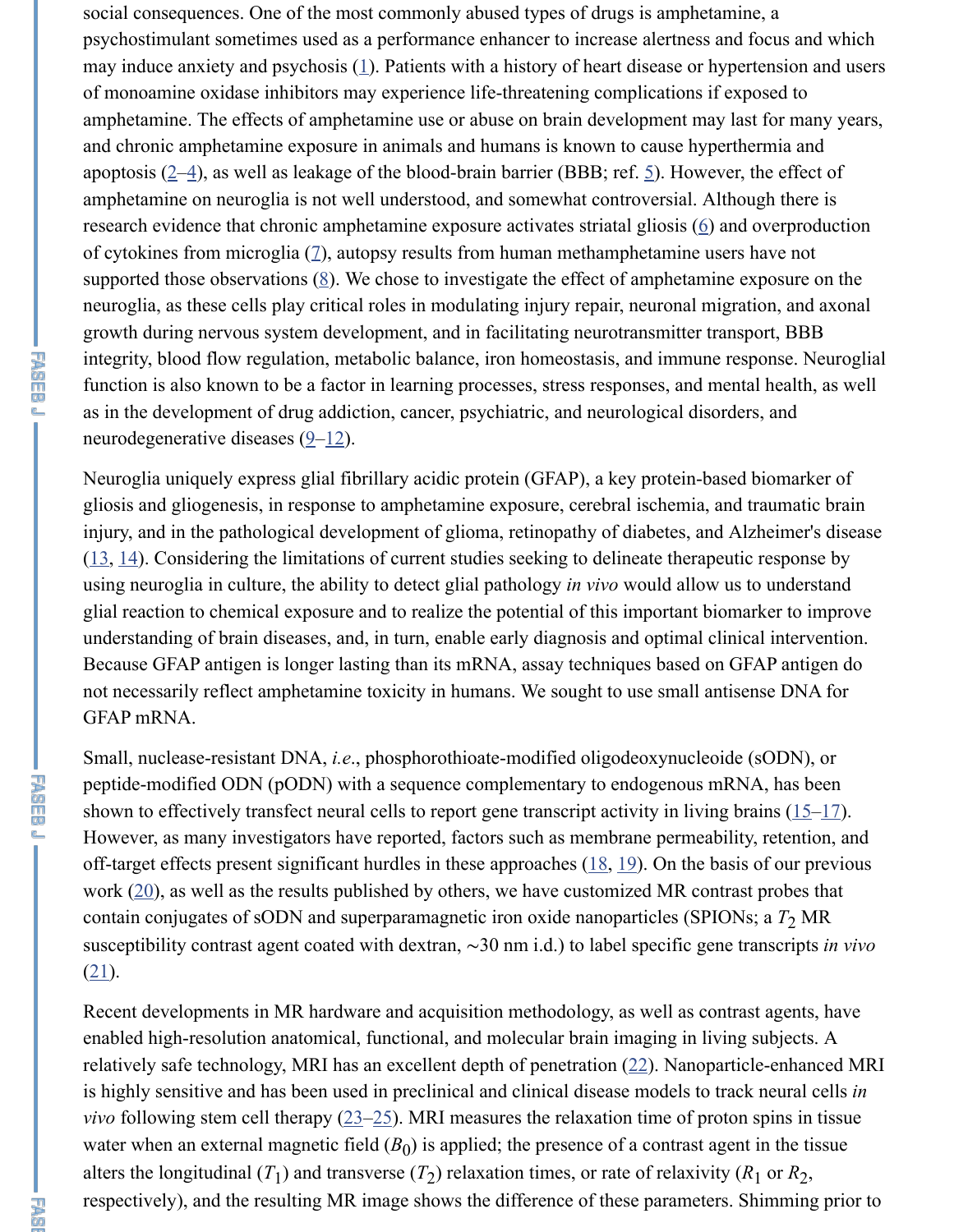social consequences. One of the most commonly abused types of drugs is amphetamine, a psychostimulant sometimes used as a performance enhancer to increase alertness and focus and which may induce anxiety and psychosis (1). Patients with a history of heart disease or hypertension and users of monoamine oxidase inhibitors may experience life-threatening complications if exposed to amphetamine. The effects of amphetamine use or abuse on brain development may last for many years, and chronic amphetamine exposure in animals and humans is known to cause hyperthermia and apoptosis (2–4), as well as leakage of the blood-brain barrier (BBB; ref. 5). However, the effect of amphetamine on neuroglia is not well understood, and somewhat controversial. Although there is research evidence that chronic amphetamine exposure activates striatal gliosis (6) and overproduction of cytokines from microglia (7), autopsy results from human methamphetamine users have not supported those observations (8). We chose to investigate the effect of amphetamine exposure on the neuroglia, as these cells play critical roles in modulating injury repair, neuronal migration, and axonal growth during nervous system development, and in facilitating neurotransmitter transport, BBB integrity, blood flow regulation, metabolic balance, iron homeostasis, and immune response. Neuroglial function is also known to be a factor in learning processes, stress responses, and mental health, as well as in the development of drug addiction, cancer, psychiatric, and neurological disorders, and neurodegenerative diseases (9–12).

Neuroglia uniquely express glial fibrillary acidic protein (GFAP), a key protein-based biomarker of gliosis and gliogenesis, in response to amphetamine exposure, cerebral ischemia, and traumatic brain injury, and in the pathological development of glioma, retinopathy of diabetes, and Alzheimer's disease (13, 14). Considering the limitations of current studies seeking to delineate therapeutic response by using neuroglia in culture, the ability to detect glial pathology *in vivo* would allow us to understand glial reaction to chemical exposure and to realize the potential of this important biomarker to improve understanding of brain diseases, and, in turn, enable early diagnosis and optimal clinical intervention. Because GFAP antigen is longer lasting than its mRNA, assay techniques based on GFAP antigen do not necessarily reflect amphetamine toxicity in humans. We sought to use small antisense DNA for GFAP mRNA.

Small, nuclease-resistant DNA, *i.e.*, phosphorothioate-modified oligodeoxynucleoide (sODN), or peptide-modified ODN (pODN) with a sequence complementary to endogenous mRNA, has been shown to effectively transfect neural cells to report gene transcript activity in living brains (15–17). However, as many investigators have reported, factors such as membrane permeability, retention, and off-target effects present significant hurdles in these approaches (18, 19). On the basis of our previous work (20), as well as the results published by others, we have customized MR contrast probes that contain conjugates of sODN and superparamagnetic iron oxide nanoparticles (SPIONs; a $T_2$ MR susceptibility contrast agent coated with dextran, ∼30 nm i.d.) to label specific gene transcripts *in vivo* (21).

Recent developments in MR hardware and acquisition methodology, as well as contrast agents, have enabled high-resolution anatomical, functional, and molecular brain imaging in living subjects. A relatively safe technology, MRI has an excellent depth of penetration (22). Nanoparticle-enhanced MRI is highly sensitive and has been used in preclinical and clinical disease models to track neural cells *in vivo* following stem cell therapy (23–25). MRI measures the relaxation time of proton spins in tissue water when an external magnetic field ($B_0$) is applied; the presence of a contrast agent in the tissue alters the longitudinal ($T_1$) and transverse ($T_2$) relaxation times, or rate of relaxivity ($R_1$ or $R_2$, respectively), and the resulting MR image shows the difference of these parameters. Shimming prior to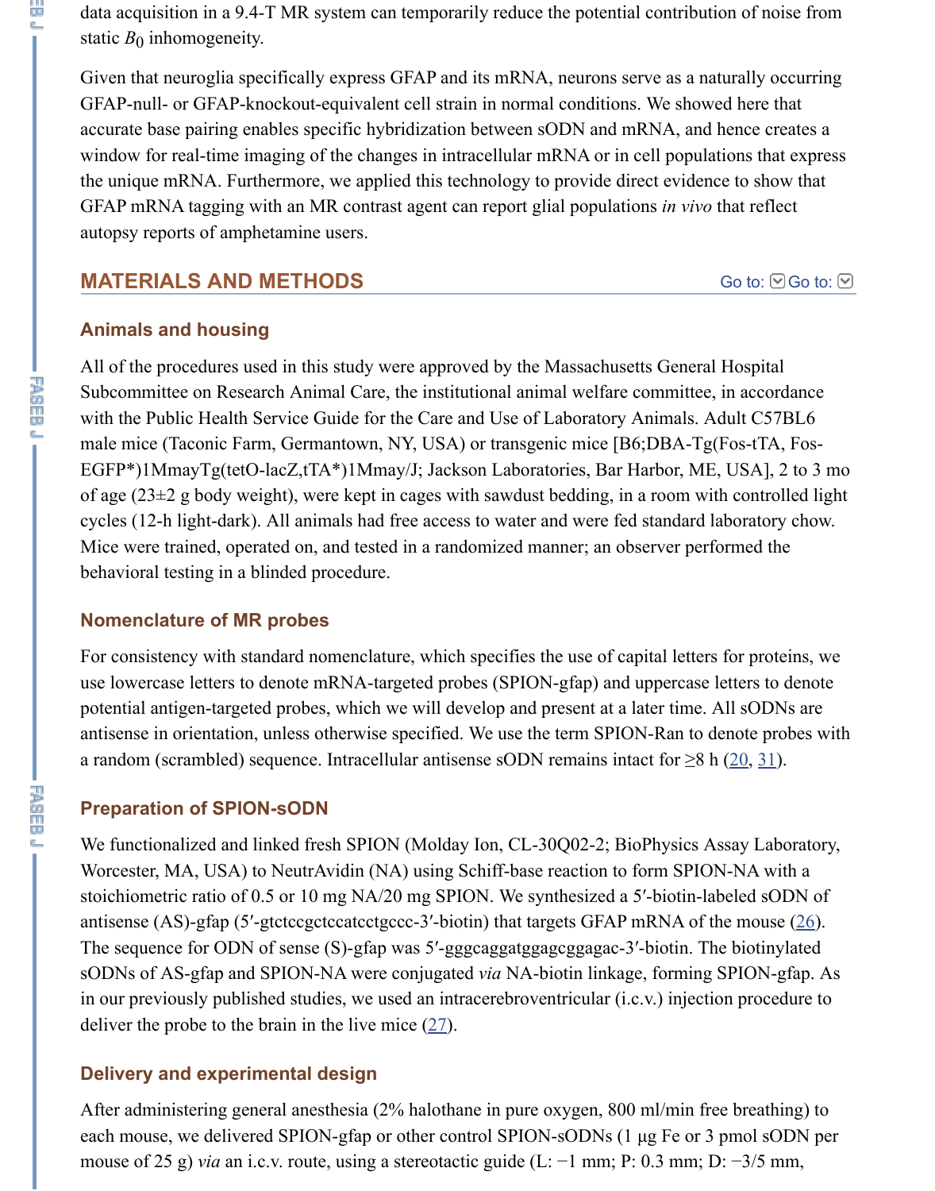data acquisition in a 9.4-T MR system can temporarily reduce the potential contribution of noise from static $B_0$ inhomogeneity.

Given that neuroglia specifically express GFAP and its mRNA, neurons serve as a naturally occurring GFAP-null- or GFAP-knockout-equivalent cell strain in normal conditions. We showed here that accurate base pairing enables specific hybridization between sODN and mRNA, and hence creates a window for real-time imaging of the changes in intracellular mRNA or in cell populations that express the unique mRNA. Furthermore, we applied this technology to provide direct evidence to show that GFAP mRNA tagging with an MR contrast agent can report glial populations *in vivo* that reflect autopsy reports of amphetamine users.

## MATERIALS AND METHODS

### Animals and housing

All of the procedures used in this study were approved by the Massachusetts General Hospital Subcommittee on Research Animal Care, the institutional animal welfare committee, in accordance with the Public Health Service Guide for the Care and Use of Laboratory Animals. Adult C57BL6 male mice (Taconic Farm, Germantown, NY, USA) or transgenic mice [B6;DBA-Tg(Fos-tTA, Fos-EGFP*)1MmayTg(tetO-lacZ,tTA*)1Mmay/J; Jackson Laboratories, Bar Harbor, ME, USA], 2 to 3 mo of age (23±2 g body weight), were kept in cages with sawdust bedding, in a room with controlled light cycles (12-h light-dark). All animals had free access to water and were fed standard laboratory chow. Mice were trained, operated on, and tested in a randomized manner; an observer performed the behavioral testing in a blinded procedure.

### Nomenclature of MR probes

For consistency with standard nomenclature, which specifies the use of capital letters for proteins, we use lowercase letters to denote mRNA-targeted probes (SPION-gfap) and uppercase letters to denote potential antigen-targeted probes, which we will develop and present at a later time. All sODNs are antisense in orientation, unless otherwise specified. We use the term SPION-Ran to denote probes with a random (scrambled) sequence. Intracellular antisense sODN remains intact for ≥8 h (20, 31).

### Preparation of SPION-sODN

We functionalized and linked fresh SPION (Molday Ion, CL-30Q02-2; BioPhysics Assay Laboratory, Worcester, MA, USA) to NeutrAvidin (NA) using Schiff-base reaction to form SPION-NA with a stoichiometric ratio of 0.5 or 10 mg NA/20 mg SPION. We synthesized a 5′-biotin-labeled sODN of antisense (AS)-gfap (5′-gtctccgctccatcctgccc-3′-biotin) that targets GFAP mRNA of the mouse (26). The sequence for ODN of sense (S)-gfap was 5′-gggcaggatggagcggagac-3′-biotin. The biotinylated sODNs of AS-gfap and SPION-NA were conjugated *via* NA-biotin linkage, forming SPION-gfap. As in our previously published studies, we used an intracerebroventricular (i.c.v.) injection procedure to deliver the probe to the brain in the live mice (27).

### Delivery and experimental design

After administering general anesthesia (2% halothane in pure oxygen, 800 ml/min free breathing) to each mouse, we delivered SPION-gfap or other control SPION-sODNs (1 μg Fe or 3 pmol sODN per mouse of 25 g) *via* an i.c.v. route, using a stereotactic guide (L: −1 mm; P: 0.3 mm; D: −3/5 mm,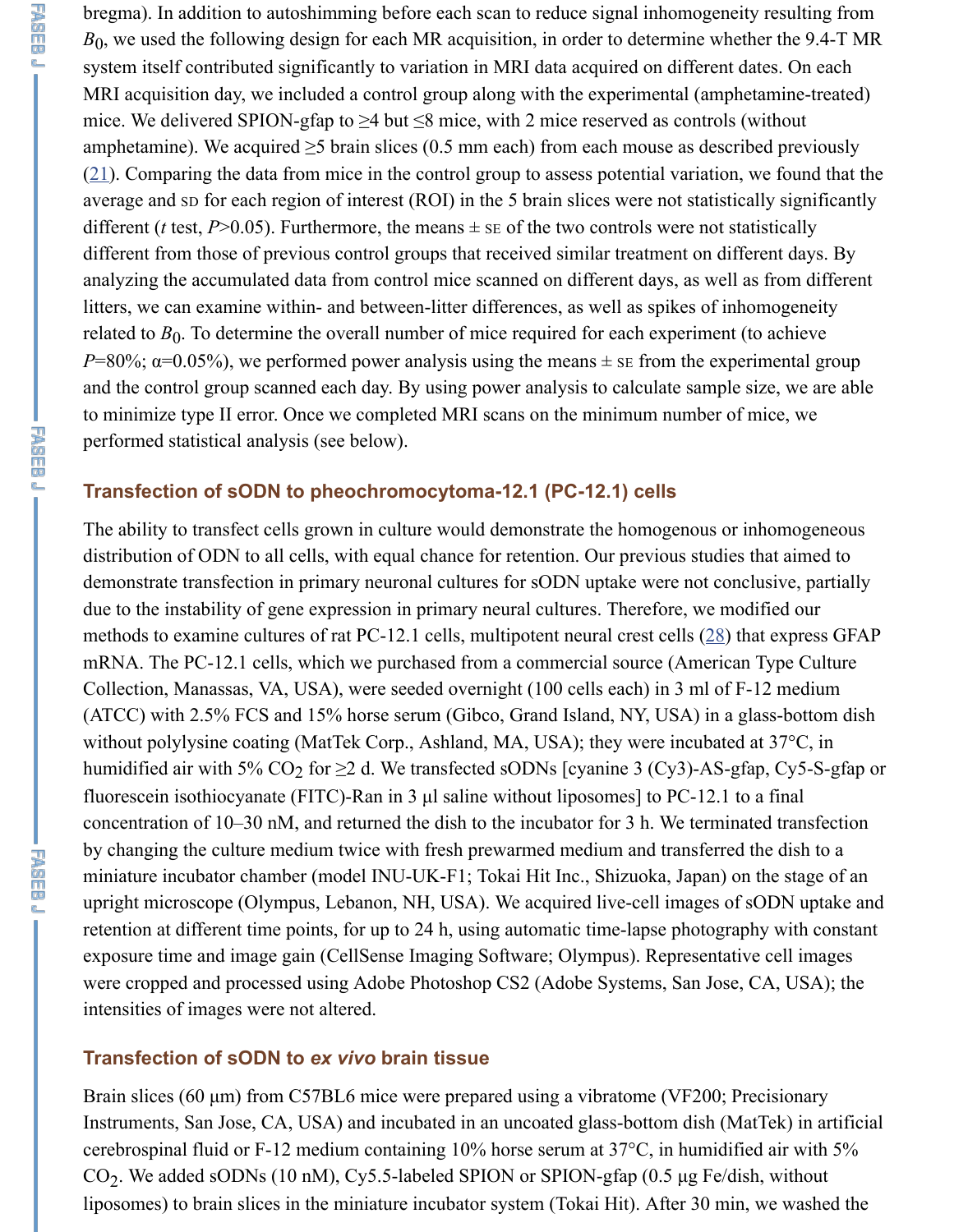bregma). In addition to autoshimming before each scan to reduce signal inhomogeneity resulting from $B_0$, we used the following design for each MR acquisition, in order to determine whether the 9.4-T MR system itself contributed significantly to variation in MRI data acquired on different dates. On each MRI acquisition day, we included a control group along with the experimental (amphetamine-treated) mice. We delivered SPION-gfap to ≥4 but ≤8 mice, with 2 mice reserved as controls (without amphetamine). We acquired ≥5 brain slices (0.5 mm each) from each mouse as described previously (21). Comparing the data from mice in the control group to assess potential variation, we found that the average and SD for each region of interest (ROI) in the 5 brain slices were not statistically significantly different (*t* test, $P>0.05$). Furthermore, the means ± SE of the two controls were not statistically different from those of previous control groups that received similar treatment on different days. By analyzing the accumulated data from control mice scanned on different days, as well as from different litters, we can examine within- and between-litter differences, as well as spikes of inhomogeneity related to $B_0$. To determine the overall number of mice required for each experiment (to achieve $P=80\%$; $\alpha=0.05\%$), we performed power analysis using the means ± SE from the experimental group and the control group scanned each day. By using power analysis to calculate sample size, we are able to minimize type II error. Once we completed MRI scans on the minimum number of mice, we performed statistical analysis (see below).

## Transfection of sODN to pheochromocytoma-12.1 (PC-12.1) cells

The ability to transfect cells grown in culture would demonstrate the homogenous or inhomogeneous distribution of ODN to all cells, with equal chance for retention. Our previous studies that aimed to demonstrate transfection in primary neuronal cultures for sODN uptake were not conclusive, partially due to the instability of gene expression in primary neural cultures. Therefore, we modified our methods to examine cultures of rat PC-12.1 cells, multipotent neural crest cells (28) that express GFAP mRNA. The PC-12.1 cells, which we purchased from a commercial source (American Type Culture Collection, Manassas, VA, USA), were seeded overnight (100 cells each) in 3 ml of F-12 medium (ATCC) with 2.5% FCS and 15% horse serum (Gibco, Grand Island, NY, USA) in a glass-bottom dish without polylysine coating (MatTek Corp., Ashland, MA, USA); they were incubated at 37°C, in humidified air with 5% $CO_2$ for ≥2 d. We transfected sODNs [cyanine 3 (Cy3)-AS-gfap, Cy5-S-gfap or fluorescein isothiocyanate (FITC)-Ran in 3 µl saline without liposomes] to PC-12.1 to a final concentration of 10–30 nM, and returned the dish to the incubator for 3 h. We terminated transfection by changing the culture medium twice with fresh prewarmed medium and transferred the dish to a miniature incubator chamber (model INU-UK-F1; Tokai Hit Inc., Shizuoka, Japan) on the stage of an upright microscope (Olympus, Lebanon, NH, USA). We acquired live-cell images of sODN uptake and retention at different time points, for up to 24 h, using automatic time-lapse photography with constant exposure time and image gain (CellSense Imaging Software; Olympus). Representative cell images were cropped and processed using Adobe Photoshop CS2 (Adobe Systems, San Jose, CA, USA); the intensities of images were not altered.

## Transfection of sODN to *ex vivo* brain tissue

Brain slices (60 µm) from C57BL6 mice were prepared using a vibratome (VF200; Precisionary Instruments, San Jose, CA, USA) and incubated in an uncoated glass-bottom dish (MatTek) in artificial cerebrospinal fluid or F-12 medium containing 10% horse serum at 37°C, in humidified air with 5% $CO_2$. We added sODNs (10 nM), Cy5.5-labeled SPION or SPION-gfap (0.5 µg Fe/dish, without liposomes) to brain slices in the miniature incubator system (Tokai Hit). After 30 min, we washed the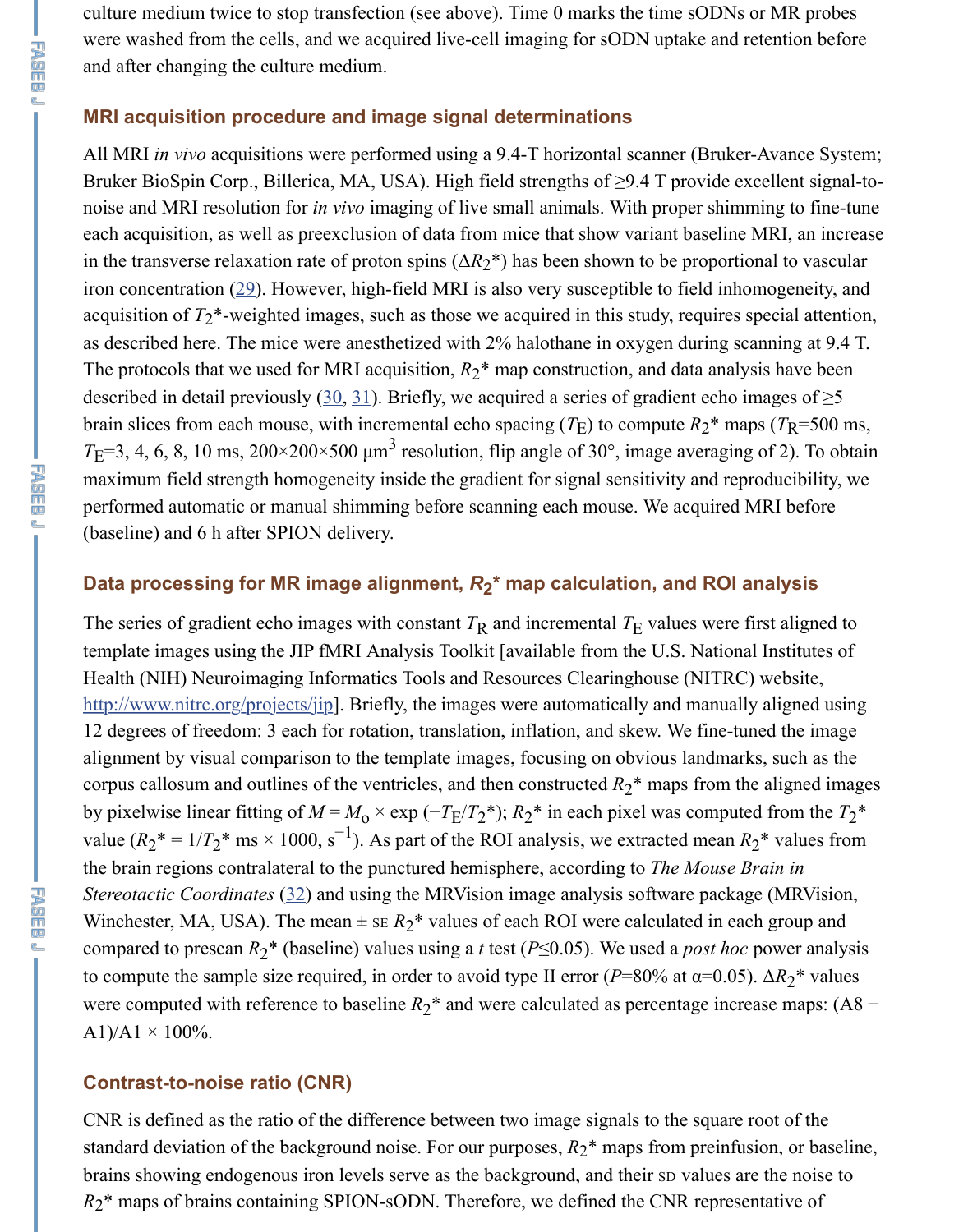culture medium twice to stop transfection (see above). Time 0 marks the time sODNs or MR probes were washed from the cells, and we acquired live-cell imaging for sODN uptake and retention before and after changing the culture medium.

### MRI acquisition procedure and image signal determinations

All MRI *in vivo* acquisitions were performed using a 9.4-T horizontal scanner (Bruker-Avance System; Bruker BioSpin Corp., Billerica, MA, USA). High field strengths of ≥9.4 T provide excellent signal-to-noise and MRI resolution for *in vivo* imaging of live small animals. With proper shimming to fine-tune each acquisition, as well as preexclusion of data from mice that show variant baseline MRI, an increase in the transverse relaxation rate of proton spins ($\Delta R_2$*) has been shown to be proportional to vascular iron concentration (29). However, high-field MRI is also very susceptible to field inhomogeneity, and acquisition of $T_2$*-weighted images, such as those we acquired in this study, requires special attention, as described here. The mice were anesthetized with 2% halothane in oxygen during scanning at 9.4 T. The protocols that we used for MRI acquisition, $R_2$* map construction, and data analysis have been described in detail previously (30, 31). Briefly, we acquired a series of gradient echo images of ≥5 brain slices from each mouse, with incremental echo spacing ($T_E$) to compute $R_2$* maps ($T_R$=500 ms, $T_E$=3, 4, 6, 8, 10 ms, 200×200×500 $\mu m^3$ resolution, flip angle of 30°, image averaging of 2). To obtain maximum field strength homogeneity inside the gradient for signal sensitivity and reproducibility, we performed automatic or manual shimming before scanning each mouse. We acquired MRI before (baseline) and 6 h after SPION delivery.

### Data processing for MR image alignment, $R_2$* map calculation, and ROI analysis

The series of gradient echo images with constant $T_R$ and incremental $T_E$ values were first aligned to template images using the JIP fMRI Analysis Toolkit [available from the U.S. National Institutes of Health (NIH) Neuroimaging Informatics Tools and Resources Clearinghouse (NITRC) website, http://www.nitrc.org/projects/jip]. Briefly, the images were automatically and manually aligned using 12 degrees of freedom: 3 each for rotation, translation, inflation, and skew. We fine-tuned the image alignment by visual comparison to the template images, focusing on obvious landmarks, such as the corpus callosum and outlines of the ventricles, and then constructed $R_2$* maps from the aligned images by pixelwise linear fitting of $M = M_o \times \exp(-T_E/T_2^*)$; $R_2$* in each pixel was computed from the $T_2$* value ($R_2^* = 1/T_2^*$ ms × 1000, $s^{-1}$). As part of the ROI analysis, we extracted mean $R_2$* values from the brain regions contralateral to the punctured hemisphere, according to *The Mouse Brain in Stereotactic Coordinates* (32) and using the MRVision image analysis software package (MRVision, Winchester, MA, USA). The mean ± SE $R_2$* values of each ROI were calculated in each group and compared to prescan $R_2$* (baseline) values using a *t* test ($P \leq 0.05$). We used a *post hoc* power analysis to compute the sample size required, in order to avoid type II error ($P$=80% at $\alpha$=0.05). $\Delta R_2$* values were computed with reference to baseline $R_2$* and were calculated as percentage increase maps: (A8 − A1)/A1 × 100%.

### Contrast-to-noise ratio (CNR)

CNR is defined as the ratio of the difference between two image signals to the square root of the standard deviation of the background noise. For our purposes, $R_2$* maps from preinfusion, or baseline, brains showing endogenous iron levels serve as the background, and their SD values are the noise to $R_2$* maps of brains containing SPION-sODN. Therefore, we defined the CNR representative of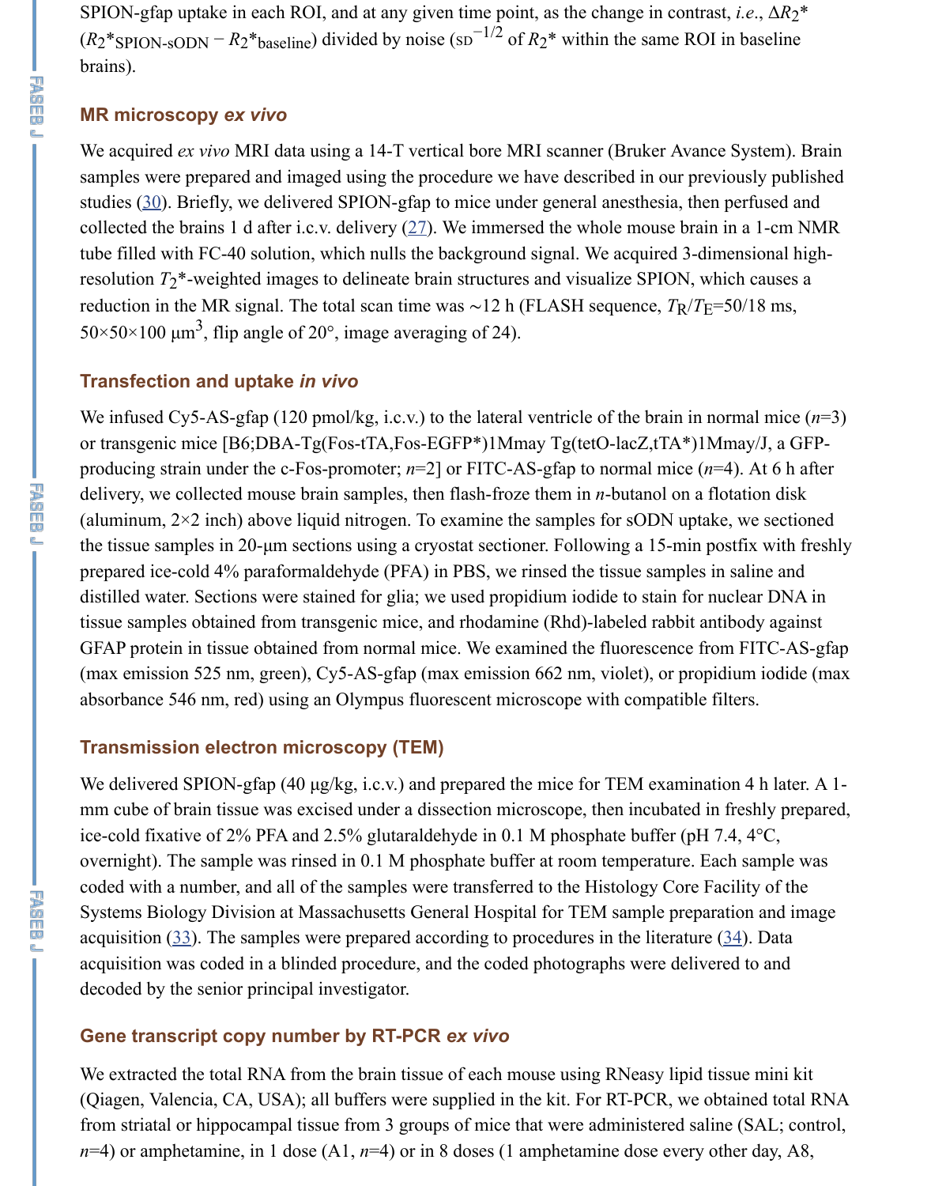SPION-gfap uptake in each ROI, and at any given time point, as the change in contrast, *i.e.*, $\Delta R_2$* ($R_2$*$_{\text{SPION-sODN}}$ − $R_2$*$_{\text{baseline}}$) divided by noise ($\text{SD}^{-1/2}$ of $R_2$* within the same ROI in baseline brains).

## MR microscopy *ex vivo*

We acquired *ex vivo* MRI data using a 14-T vertical bore MRI scanner (Bruker Avance System). Brain samples were prepared and imaged using the procedure we have described in our previously published studies (30). Briefly, we delivered SPION-gfap to mice under general anesthesia, then perfused and collected the brains 1 d after i.c.v. delivery (27). We immersed the whole mouse brain in a 1-cm NMR tube filled with FC-40 solution, which nulls the background signal. We acquired 3-dimensional high-resolution $T_2$*-weighted images to delineate brain structures and visualize SPION, which causes a reduction in the MR signal. The total scan time was ∼12 h (FLASH sequence, $T_R/T_E$=50/18 ms, 50×50×100 $\mu m^3$, flip angle of 20°, image averaging of 24).

## Transfection and uptake *in vivo*

We infused Cy5-AS-gfap (120 pmol/kg, i.c.v.) to the lateral ventricle of the brain in normal mice (*n*=3) or transgenic mice [B6;DBA-Tg(Fos-tTA,Fos-EGFP*)1Mmay Tg(tetO-lacZ,tTA*)1Mmay/J, a GFP-producing strain under the c-Fos-promoter; *n*=2] or FITC-AS-gfap to normal mice (*n*=4). At 6 h after delivery, we collected mouse brain samples, then flash-froze them in *n*-butanol on a flotation disk (aluminum, 2×2 inch) above liquid nitrogen. To examine the samples for sODN uptake, we sectioned the tissue samples in 20-μm sections using a cryostat sectioner. Following a 15-min postfix with freshly prepared ice-cold 4% paraformaldehyde (PFA) in PBS, we rinsed the tissue samples in saline and distilled water. Sections were stained for glia; we used propidium iodide to stain for nuclear DNA in tissue samples obtained from transgenic mice, and rhodamine (Rhd)-labeled rabbit antibody against GFAP protein in tissue obtained from normal mice. We examined the fluorescence from FITC-AS-gfap (max emission 525 nm, green), Cy5-AS-gfap (max emission 662 nm, violet), or propidium iodide (max absorbance 546 nm, red) using an Olympus fluorescent microscope with compatible filters.

## Transmission electron microscopy (TEM)

We delivered SPION-gfap (40 μg/kg, i.c.v.) and prepared the mice for TEM examination 4 h later. A 1-mm cube of brain tissue was excised under a dissection microscope, then incubated in freshly prepared, ice-cold fixative of 2% PFA and 2.5% glutaraldehyde in 0.1 M phosphate buffer (pH 7.4, 4°C, overnight). The sample was rinsed in 0.1 M phosphate buffer at room temperature. Each sample was coded with a number, and all of the samples were transferred to the Histology Core Facility of the Systems Biology Division at Massachusetts General Hospital for TEM sample preparation and image acquisition (33). The samples were prepared according to procedures in the literature (34). Data acquisition was coded in a blinded procedure, and the coded photographs were delivered to and decoded by the senior principal investigator.

## Gene transcript copy number by RT-PCR *ex vivo*

We extracted the total RNA from the brain tissue of each mouse using RNeasy lipid tissue mini kit (Qiagen, Valencia, CA, USA); all buffers were supplied in the kit. For RT-PCR, we obtained total RNA from striatal or hippocampal tissue from 3 groups of mice that were administered saline (SAL; control, *n*=4) or amphetamine, in 1 dose (A1, *n*=4) or in 8 doses (1 amphetamine dose every other day, A8,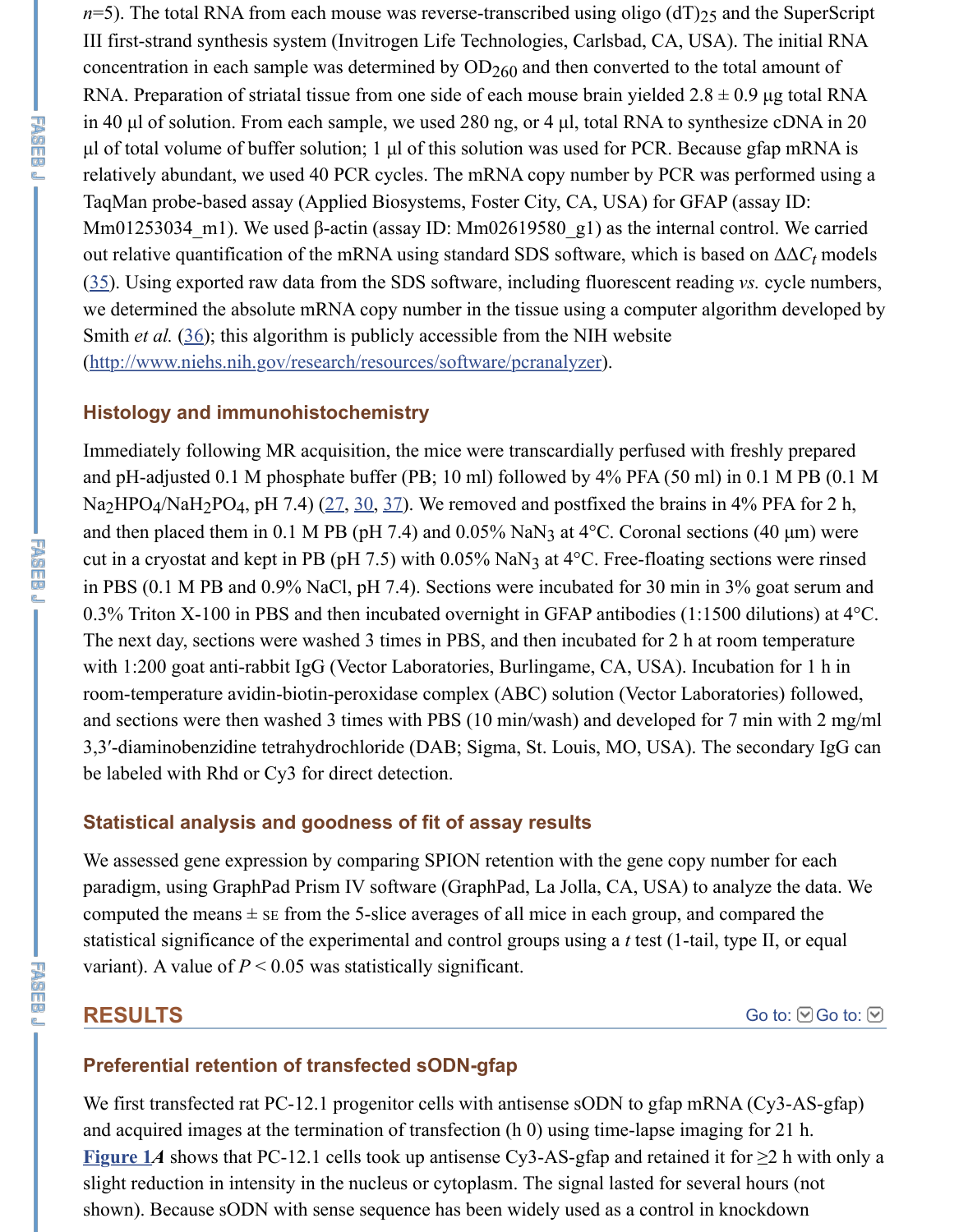$n$=5). The total RNA from each mouse was reverse-transcribed using oligo $(dT)_{25}$ and the SuperScript III first-strand synthesis system (Invitrogen Life Technologies, Carlsbad, CA, USA). The initial RNA concentration in each sample was determined by $OD_{260}$ and then converted to the total amount of RNA. Preparation of striatal tissue from one side of each mouse brain yielded 2.8 ± 0.9 μg total RNA in 40 μl of solution. From each sample, we used 280 ng, or 4 μl, total RNA to synthesize cDNA in 20 μl of total volume of buffer solution; 1 μl of this solution was used for PCR. Because gfap mRNA is relatively abundant, we used 40 PCR cycles. The mRNA copy number by PCR was performed using a TaqMan probe-based assay (Applied Biosystems, Foster City, CA, USA) for GFAP (assay ID: Mm01253034_m1). We used β-actin (assay ID: Mm02619580_g1) as the internal control. We carried out relative quantification of the mRNA using standard SDS software, which is based on $\Delta\Delta C_t$ models (35). Using exported raw data from the SDS software, including fluorescent reading *vs.* cycle numbers, we determined the absolute mRNA copy number in the tissue using a computer algorithm developed by Smith *et al.* (36); this algorithm is publicly accessible from the NIH website (http://www.niehs.nih.gov/research/resources/software/pcranalyzer).

### Histology and immunohistochemistry

Immediately following MR acquisition, the mice were transcardially perfused with freshly prepared and pH-adjusted 0.1 M phosphate buffer (PB; 10 ml) followed by 4% PFA (50 ml) in 0.1 M PB (0.1 M $Na_2HPO_4/NaH_2PO_4$, pH 7.4) (27, 30, 37). We removed and postfixed the brains in 4% PFA for 2 h, and then placed them in 0.1 M PB (pH 7.4) and 0.05% $NaN_3$ at 4°C. Coronal sections (40 μm) were cut in a cryostat and kept in PB (pH 7.5) with 0.05% $NaN_3$ at 4°C. Free-floating sections were rinsed in PBS (0.1 M PB and 0.9% NaCl, pH 7.4). Sections were incubated for 30 min in 3% goat serum and 0.3% Triton X-100 in PBS and then incubated overnight in GFAP antibodies (1:1500 dilutions) at 4°C. The next day, sections were washed 3 times in PBS, and then incubated for 2 h at room temperature with 1:200 goat anti-rabbit IgG (Vector Laboratories, Burlingame, CA, USA). Incubation for 1 h in room-temperature avidin-biotin-peroxidase complex (ABC) solution (Vector Laboratories) followed, and sections were then washed 3 times with PBS (10 min/wash) and developed for 7 min with 2 mg/ml 3,3′-diaminobenzidine tetrahydrochloride (DAB; Sigma, St. Louis, MO, USA). The secondary IgG can be labeled with Rhd or Cy3 for direct detection.

### Statistical analysis and goodness of fit of assay results

We assessed gene expression by comparing SPION retention with the gene copy number for each paradigm, using GraphPad Prism IV software (GraphPad, La Jolla, CA, USA) to analyze the data. We computed the means ± SE from the 5-slice averages of all mice in each group, and compared the statistical significance of the experimental and control groups using a $t$ test (1-tail, type II, or equal variant). A value of $P < 0.05$ was statistically significant.

## RESULTS

### Preferential retention of transfected sODN-gfap

We first transfected rat PC-12.1 progenitor cells with antisense sODN to gfap mRNA (Cy3-AS-gfap) and acquired images at the termination of transfection (h 0) using time-lapse imaging for 21 h. **Figure 1*A*** shows that PC-12.1 cells took up antisense Cy3-AS-gfap and retained it for ≥2 h with only a slight reduction in intensity in the nucleus or cytoplasm. The signal lasted for several hours (not shown). Because sODN with sense sequence has been widely used as a control in knockdown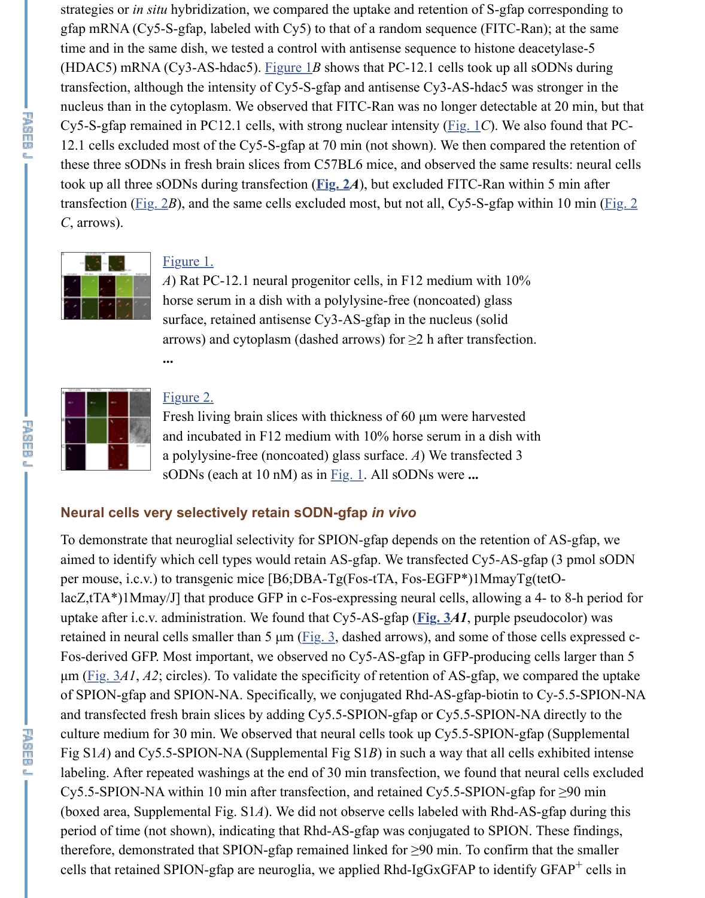strategies or *in situ* hybridization, we compared the uptake and retention of S-gfap corresponding to gfap mRNA (Cy5-S-gfap, labeled with Cy5) to that of a random sequence (FITC-Ran); at the same time and in the same dish, we tested a control with antisense sequence to histone deacetylase-5 (HDAC5) mRNA (Cy3-AS-hdac5). Figure 1*B* shows that PC-12.1 cells took up all sODNs during transfection, although the intensity of Cy5-S-gfap and antisense Cy3-AS-hdac5 was stronger in the nucleus than in the cytoplasm. We observed that FITC-Ran was no longer detectable at 20 min, but that Cy5-S-gfap remained in PC12.1 cells, with strong nuclear intensity (Fig. 1*C*). We also found that PC-12.1 cells excluded most of the Cy5-S-gfap at 70 min (not shown). We then compared the retention of these three sODNs in fresh brain slices from C57BL6 mice, and observed the same results: neural cells took up all three sODNs during transfection (**Fig. 2*A***), but excluded FITC-Ran within 5 min after transfection (Fig. 2*B*), and the same cells excluded most, but not all, Cy5-S-gfap within 10 min (Fig. 2 *C*, arrows).

Figure 1.

*A*) Rat PC-12.1 neural progenitor cells, in F12 medium with 10% horse serum in a dish with a polylysine-free (noncoated) glass surface, retained antisense Cy3-AS-gfap in the nucleus (solid arrows) and cytoplasm (dashed arrows) for ≥2 h after transfection. **...**

Figure 2.

Fresh living brain slices with thickness of 60 μm were harvested and incubated in F12 medium with 10% horse serum in a dish with a polylysine-free (noncoated) glass surface. *A*) We transfected 3 sODNs (each at 10 nM) as in Fig. 1. All sODNs were **...**

### Neural cells very selectively retain sODN-gfap *in vivo*

To demonstrate that neuroglial selectivity for SPION-gfap depends on the retention of AS-gfap, we aimed to identify which cell types would retain AS-gfap. We transfected Cy5-AS-gfap (3 pmol sODN per mouse, i.c.v.) to transgenic mice [B6;DBA-Tg(Fos-tTA, Fos-EGFP*)1MmayTg(tetO-lacZ,tTA*)1Mmay/J] that produce GFP in c-Fos-expressing neural cells, allowing a 4- to 8-h period for uptake after i.c.v. administration. We found that Cy5-AS-gfap (**Fig. 3*A1***, purple pseudocolor) was retained in neural cells smaller than 5 μm (Fig. 3, dashed arrows), and some of those cells expressed c-Fos-derived GFP. Most important, we observed no Cy5-AS-gfap in GFP-producing cells larger than 5 μm (Fig. 3*A1*, *A2*; circles). To validate the specificity of retention of AS-gfap, we compared the uptake of SPION-gfap and SPION-NA. Specifically, we conjugated Rhd-AS-gfap-biotin to Cy-5.5-SPION-NA and transfected fresh brain slices by adding Cy5.5-SPION-gfap or Cy5.5-SPION-NA directly to the culture medium for 30 min. We observed that neural cells took up Cy5.5-SPION-gfap (Supplemental Fig S1*A*) and Cy5.5-SPION-NA (Supplemental Fig S1*B*) in such a way that all cells exhibited intense labeling. After repeated washings at the end of 30 min transfection, we found that neural cells excluded Cy5.5-SPION-NA within 10 min after transfection, and retained Cy5.5-SPION-gfap for ≥90 min (boxed area, Supplemental Fig. S1*A*). We did not observe cells labeled with Rhd-AS-gfap during this period of time (not shown), indicating that Rhd-AS-gfap was conjugated to SPION. These findings, therefore, demonstrated that SPION-gfap remained linked for ≥90 min. To confirm that the smaller cells that retained SPION-gfap are neuroglia, we applied Rhd-IgGxGFAP to identify $GFAP^{+}$ cells in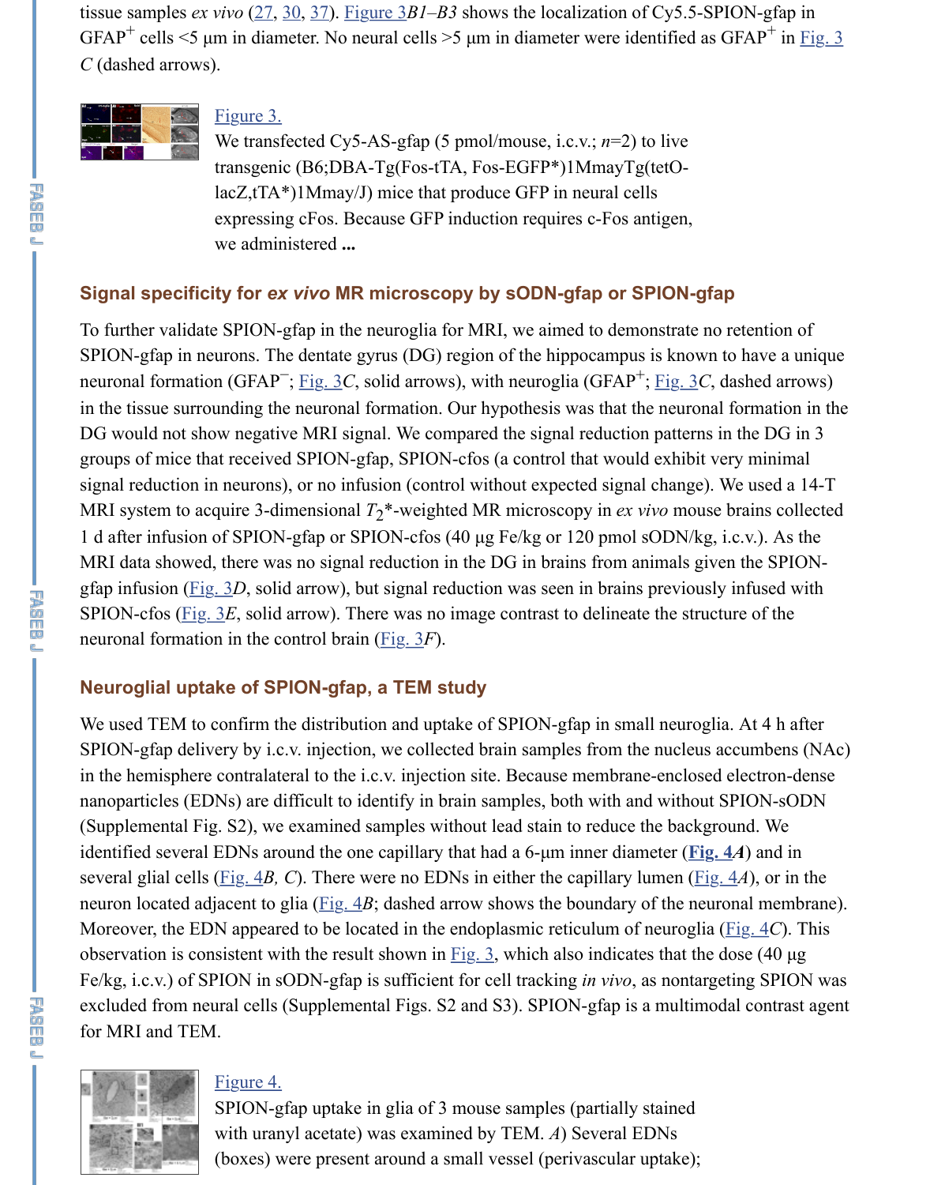tissue samples *ex vivo* (27, 30, 37). Figure 3*B1–B3* shows the localization of Cy5.5-SPION-gfap in GFAP$^+$ cells <5 μm in diameter. No neural cells >5 μm in diameter were identified as GFAP$^+$ in Fig. 3*C* (dashed arrows).

Figure 3.

We transfected Cy5-AS-gfap (5 pmol/mouse, i.c.v.; *n*=2) to live transgenic (B6;DBA-Tg(Fos-tTA, Fos-EGFP*)1MmayTg(tetO-lacZ,tTA*)1Mmay/J) mice that produce GFP in neural cells expressing cFos. Because GFP induction requires c-Fos antigen, we administered ...

## Signal specificity for *ex vivo* MR microscopy by sODN-gfap or SPION-gfap

To further validate SPION-gfap in the neuroglia for MRI, we aimed to demonstrate no retention of SPION-gfap in neurons. The dentate gyrus (DG) region of the hippocampus is known to have a unique neuronal formation (GFAP$^-$; Fig. 3*C*, solid arrows), with neuroglia (GFAP$^+$; Fig. 3*C*, dashed arrows) in the tissue surrounding the neuronal formation. Our hypothesis was that the neuronal formation in the DG would not show negative MRI signal. We compared the signal reduction patterns in the DG in 3 groups of mice that received SPION-gfap, SPION-cfos (a control that would exhibit very minimal signal reduction in neurons), or no infusion (control without expected signal change). We used a 14-T MRI system to acquire 3-dimensional $T_2$*-weighted MR microscopy in *ex vivo* mouse brains collected 1 d after infusion of SPION-gfap or SPION-cfos (40 μg Fe/kg or 120 pmol sODN/kg, i.c.v.). As the MRI data showed, there was no signal reduction in the DG in brains from animals given the SPION-gfap infusion (Fig. 3*D*, solid arrow), but signal reduction was seen in brains previously infused with SPION-cfos (Fig. 3*E*, solid arrow). There was no image contrast to delineate the structure of the neuronal formation in the control brain (Fig. 3*F*).

## Neuroglial uptake of SPION-gfap, a TEM study

We used TEM to confirm the distribution and uptake of SPION-gfap in small neuroglia. At 4 h after SPION-gfap delivery by i.c.v. injection, we collected brain samples from the nucleus accumbens (NAc) in the hemisphere contralateral to the i.c.v. injection site. Because membrane-enclosed electron-dense nanoparticles (EDNs) are difficult to identify in brain samples, both with and without SPION-sODN (Supplemental Fig. S2), we examined samples without lead stain to reduce the background. We identified several EDNs around the one capillary that had a 6-μm inner diameter (**Fig. 4***A*) and in several glial cells (Fig. 4*B, C*). There were no EDNs in either the capillary lumen (Fig. 4*A*), or in the neuron located adjacent to glia (Fig. 4*B*; dashed arrow shows the boundary of the neuronal membrane). Moreover, the EDN appeared to be located in the endoplasmic reticulum of neuroglia (Fig. 4*C*). This observation is consistent with the result shown in Fig. 3, which also indicates that the dose (40 μg Fe/kg, i.c.v.) of SPION in sODN-gfap is sufficient for cell tracking *in vivo*, as nontargeting SPION was excluded from neural cells (Supplemental Figs. S2 and S3). SPION-gfap is a multimodal contrast agent for MRI and TEM.

Figure 4.

SPION-gfap uptake in glia of 3 mouse samples (partially stained with uranyl acetate) was examined by TEM. *A*) Several EDNs (boxes) were present around a small vessel (perivascular uptake);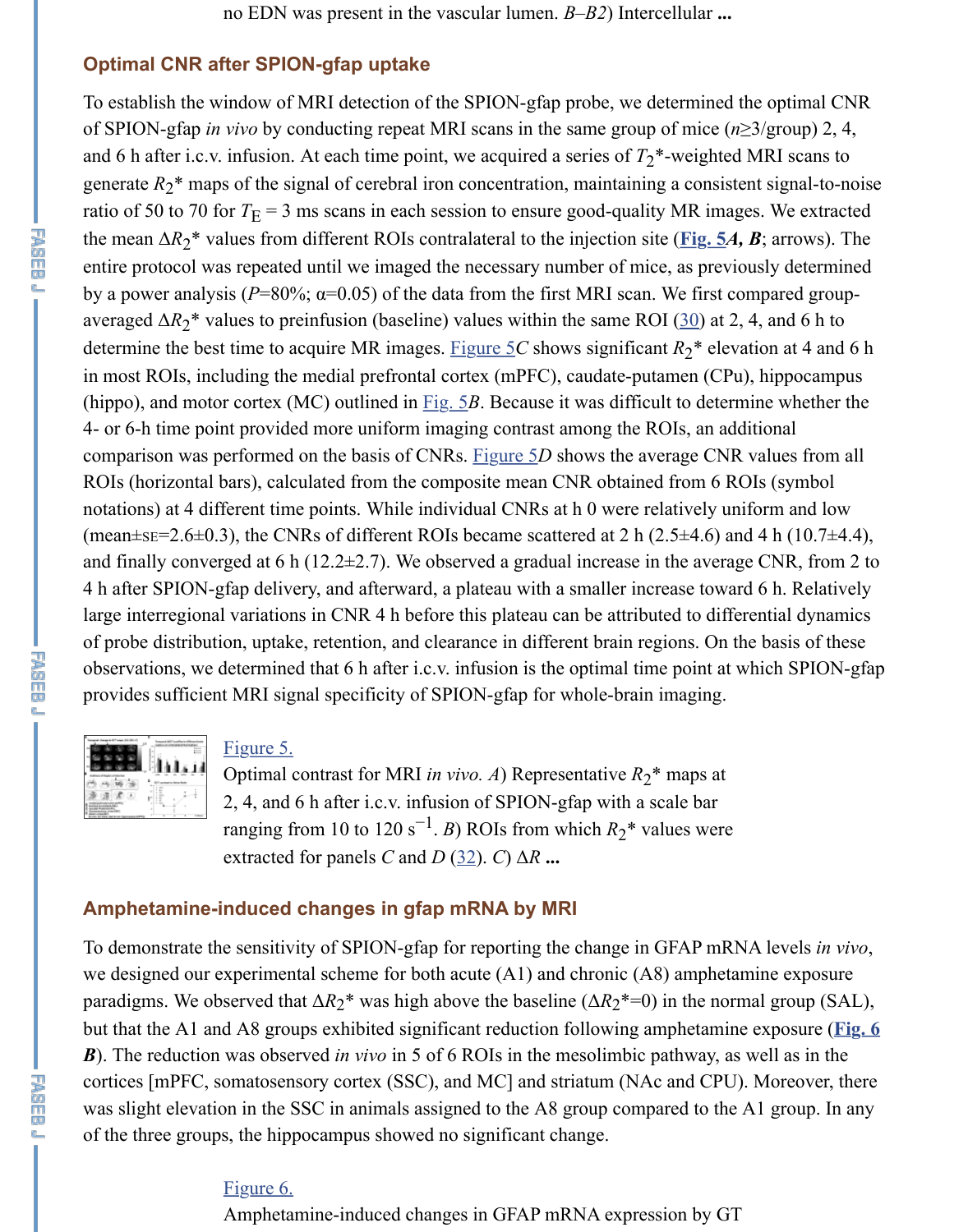no EDN was present in the vascular lumen. *B–B2*) Intercellular **...**

## Optimal CNR after SPION-gfap uptake

To establish the window of MRI detection of the SPION-gfap probe, we determined the optimal CNR of SPION-gfap *in vivo* by conducting repeat MRI scans in the same group of mice ($n \geq 3$/group) 2, 4, and 6 h after i.c.v. infusion. At each time point, we acquired a series of $T_2$*-weighted MRI scans to generate $R_2$* maps of the signal of cerebral iron concentration, maintaining a consistent signal-to-noise ratio of 50 to 70 for $T_E$ = 3 ms scans in each session to ensure good-quality MR images. We extracted the mean $\Delta R_2$* values from different ROIs contralateral to the injection site (**Fig. 5*A, B***; arrows). The entire protocol was repeated until we imaged the necessary number of mice, as previously determined by a power analysis ($P$=80%; $\alpha$=0.05) of the data from the first MRI scan. We first compared group-averaged $\Delta R_2$* values to preinfusion (baseline) values within the same ROI (30) at 2, 4, and 6 h to determine the best time to acquire MR images. Figure 5*C* shows significant $R_2$* elevation at 4 and 6 h in most ROIs, including the medial prefrontal cortex (mPFC), caudate-putamen (CPu), hippocampus (hippo), and motor cortex (MC) outlined in Fig. 5*B*. Because it was difficult to determine whether the 4- or 6-h time point provided more uniform imaging contrast among the ROIs, an additional comparison was performed on the basis of CNRs. Figure 5*D* shows the average CNR values from all ROIs (horizontal bars), calculated from the composite mean CNR obtained from 6 ROIs (symbol notations) at 4 different time points. While individual CNRs at h 0 were relatively uniform and low (mean±SE=2.6±0.3), the CNRs of different ROIs became scattered at 2 h (2.5±4.6) and 4 h (10.7±4.4), and finally converged at 6 h (12.2±2.7). We observed a gradual increase in the average CNR, from 2 to 4 h after SPION-gfap delivery, and afterward, a plateau with a smaller increase toward 6 h. Relatively large interregional variations in CNR 4 h before this plateau can be attributed to differential dynamics of probe distribution, uptake, retention, and clearance in different brain regions. On the basis of these observations, we determined that 6 h after i.c.v. infusion is the optimal time point at which SPION-gfap provides sufficient MRI signal specificity of SPION-gfap for whole-brain imaging.

Figure 5.

Optimal contrast for MRI *in vivo. A*) Representative $R_2$* maps at 2, 4, and 6 h after i.c.v. infusion of SPION-gfap with a scale bar ranging from 10 to 120 $s^{-1}$. *B*) ROIs from which $R_2$* values were extracted for panels *C* and *D* (32). *C*) ΔR **...**

## Amphetamine-induced changes in gfap mRNA by MRI

To demonstrate the sensitivity of SPION-gfap for reporting the change in GFAP mRNA levels *in vivo*, we designed our experimental scheme for both acute (A1) and chronic (A8) amphetamine exposure paradigms. We observed that $\Delta R_2$* was high above the baseline ($\Delta R_2$*=0) in the normal group (SAL), but that the A1 and A8 groups exhibited significant reduction following amphetamine exposure (**Fig. 6*B***). The reduction was observed *in vivo* in 5 of 6 ROIs in the mesolimbic pathway, as well as in the cortices [mPFC, somatosensory cortex (SSC), and MC] and striatum (NAc and CPU). Moreover, there was slight elevation in the SSC in animals assigned to the A8 group compared to the A1 group. In any of the three groups, the hippocampus showed no significant change.

Figure 6.

Amphetamine-induced changes in GFAP mRNA expression by GT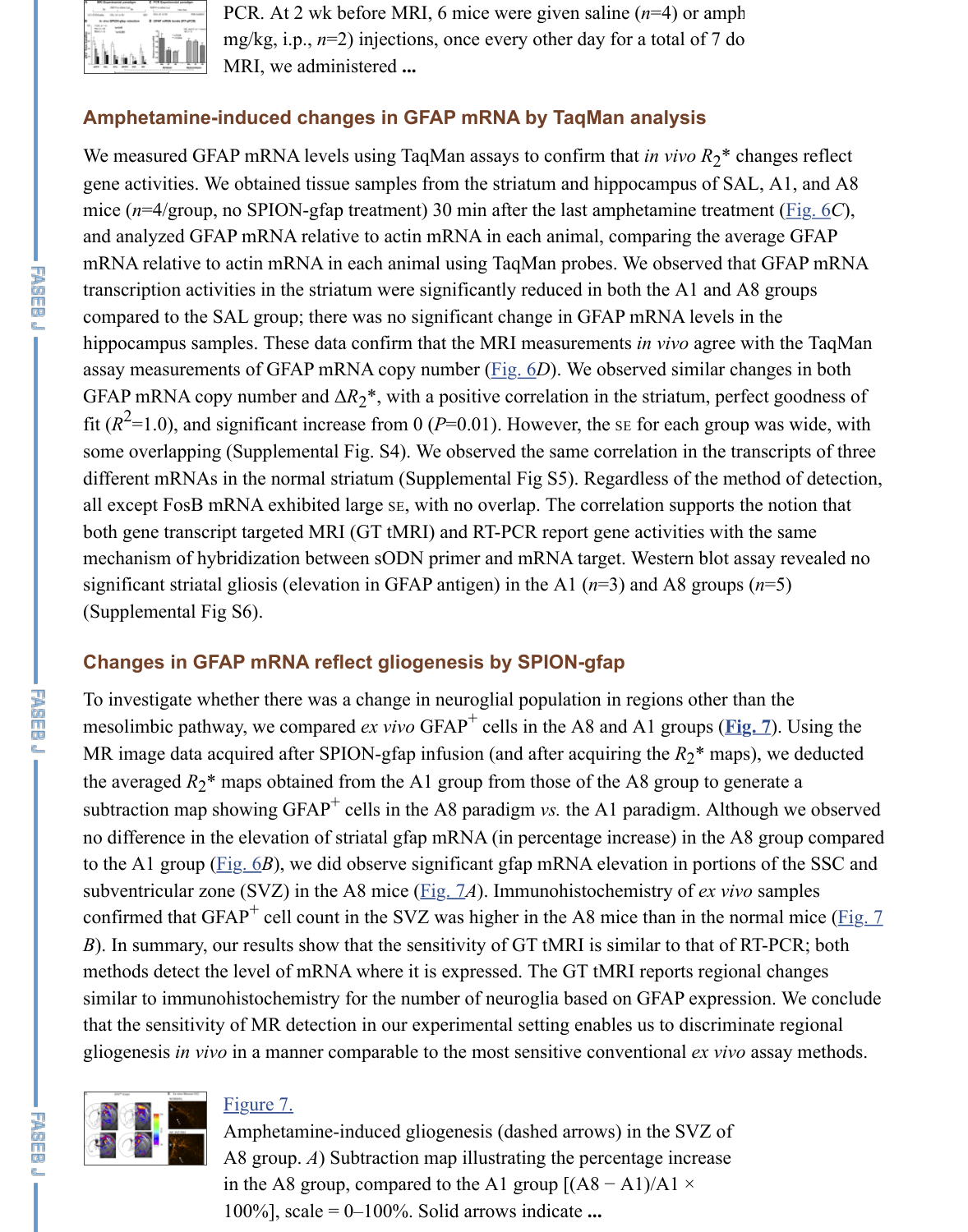PCR. At 2 wk before MRI, 6 mice were given saline ($n$=4) or amph mg/kg, i.p., $n$=2) injections, once every other day for a total of 7 do MRI, we administered ...

## Amphetamine-induced changes in GFAP mRNA by TaqMan analysis

We measured GFAP mRNA levels using TaqMan assays to confirm that *in vivo* $R_2$* changes reflect gene activities. We obtained tissue samples from the striatum and hippocampus of SAL, A1, and A8 mice ($n$=4/group, no SPION-gfap treatment) 30 min after the last amphetamine treatment (Fig. 6*C*), and analyzed GFAP mRNA relative to actin mRNA in each animal, comparing the average GFAP mRNA relative to actin mRNA in each animal using TaqMan probes. We observed that GFAP mRNA transcription activities in the striatum were significantly reduced in both the A1 and A8 groups compared to the SAL group; there was no significant change in GFAP mRNA levels in the hippocampus samples. These data confirm that the MRI measurements *in vivo* agree with the TaqMan assay measurements of GFAP mRNA copy number (Fig. 6*D*). We observed similar changes in both GFAP mRNA copy number and $\Delta R_2$*, with a positive correlation in the striatum, perfect goodness of fit ($R^2$=1.0), and significant increase from 0 ($P$=0.01). However, the SE for each group was wide, with some overlapping (Supplemental Fig. S4). We observed the same correlation in the transcripts of three different mRNAs in the normal striatum (Supplemental Fig S5). Regardless of the method of detection, all except FosB mRNA exhibited large SE, with no overlap. The correlation supports the notion that both gene transcript targeted MRI (GT tMRI) and RT-PCR report gene activities with the same mechanism of hybridization between sODN primer and mRNA target. Western blot assay revealed no significant striatal gliosis (elevation in GFAP antigen) in the A1 ($n$=3) and A8 groups ($n$=5) (Supplemental Fig S6).

## Changes in GFAP mRNA reflect gliogenesis by SPION-gfap

To investigate whether there was a change in neuroglial population in regions other than the mesolimbic pathway, we compared *ex vivo* GFAP$^+$ cells in the A8 and A1 groups (**Fig. 7**). Using the MR image data acquired after SPION-gfap infusion (and after acquiring the $R_2$* maps), we deducted the averaged $R_2$* maps obtained from the A1 group from those of the A8 group to generate a subtraction map showing GFAP$^+$ cells in the A8 paradigm *vs.* the A1 paradigm. Although we observed no difference in the elevation of striatal gfap mRNA (in percentage increase) in the A8 group compared to the A1 group (Fig. 6*B*), we did observe significant gfap mRNA elevation in portions of the SSC and subventricular zone (SVZ) in the A8 mice (Fig. 7*A*). Immunohistochemistry of *ex vivo* samples confirmed that GFAP$^+$ cell count in the SVZ was higher in the A8 mice than in the normal mice (Fig. 7 *B*). In summary, our results show that the sensitivity of GT tMRI is similar to that of RT-PCR; both methods detect the level of mRNA where it is expressed. The GT tMRI reports regional changes similar to immunohistochemistry for the number of neuroglia based on GFAP expression. We conclude that the sensitivity of MR detection in our experimental setting enables us to discriminate regional gliogenesis *in vivo* in a manner comparable to the most sensitive conventional *ex vivo* assay methods.

Figure 7.

Amphetamine-induced gliogenesis (dashed arrows) in the SVZ of A8 group. *A*) Subtraction map illustrating the percentage increase in the A8 group, compared to the A1 group [(A8 − A1)/A1 × 100%], scale = 0–100%. Solid arrows indicate ...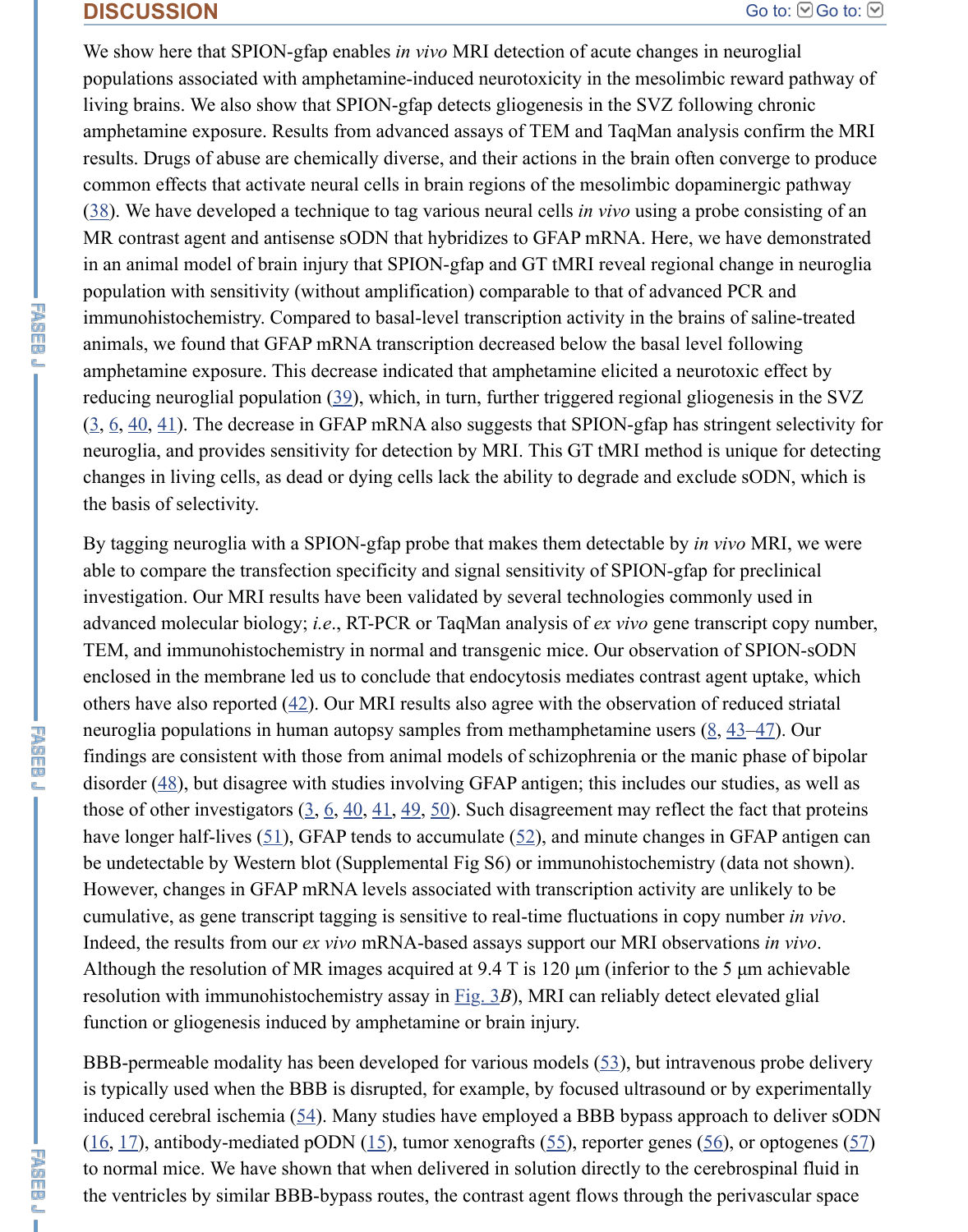## DISCUSSION

We show here that SPION-gfap enables *in vivo* MRI detection of acute changes in neuroglial populations associated with amphetamine-induced neurotoxicity in the mesolimbic reward pathway of living brains. We also show that SPION-gfap detects gliogenesis in the SVZ following chronic amphetamine exposure. Results from advanced assays of TEM and TaqMan analysis confirm the MRI results. Drugs of abuse are chemically diverse, and their actions in the brain often converge to produce common effects that activate neural cells in brain regions of the mesolimbic dopaminergic pathway (38). We have developed a technique to tag various neural cells *in vivo* using a probe consisting of an MR contrast agent and antisense sODN that hybridizes to GFAP mRNA. Here, we have demonstrated in an animal model of brain injury that SPION-gfap and GT tMRI reveal regional change in neuroglia population with sensitivity (without amplification) comparable to that of advanced PCR and immunohistochemistry. Compared to basal-level transcription activity in the brains of saline-treated animals, we found that GFAP mRNA transcription decreased below the basal level following amphetamine exposure. This decrease indicated that amphetamine elicited a neurotoxic effect by reducing neuroglial population (39), which, in turn, further triggered regional gliogenesis in the SVZ (3, 6, 40, 41). The decrease in GFAP mRNA also suggests that SPION-gfap has stringent selectivity for neuroglia, and provides sensitivity for detection by MRI. This GT tMRI method is unique for detecting changes in living cells, as dead or dying cells lack the ability to degrade and exclude sODN, which is the basis of selectivity.

By tagging neuroglia with a SPION-gfap probe that makes them detectable by *in vivo* MRI, we were able to compare the transfection specificity and signal sensitivity of SPION-gfap for preclinical investigation. Our MRI results have been validated by several technologies commonly used in advanced molecular biology; *i.e.*, RT-PCR or TaqMan analysis of *ex vivo* gene transcript copy number, TEM, and immunohistochemistry in normal and transgenic mice. Our observation of SPION-sODN enclosed in the membrane led us to conclude that endocytosis mediates contrast agent uptake, which others have also reported (42). Our MRI results also agree with the observation of reduced striatal neuroglia populations in human autopsy samples from methamphetamine users (8, 43–47). Our findings are consistent with those from animal models of schizophrenia or the manic phase of bipolar disorder (48), but disagree with studies involving GFAP antigen; this includes our studies, as well as those of other investigators (3, 6, 40, 41, 49, 50). Such disagreement may reflect the fact that proteins have longer half-lives (51), GFAP tends to accumulate (52), and minute changes in GFAP antigen can be undetectable by Western blot (Supplemental Fig S6) or immunohistochemistry (data not shown). However, changes in GFAP mRNA levels associated with transcription activity are unlikely to be cumulative, as gene transcript tagging is sensitive to real-time fluctuations in copy number *in vivo*. Indeed, the results from our *ex vivo* mRNA-based assays support our MRI observations *in vivo*. Although the resolution of MR images acquired at 9.4 T is 120 μm (inferior to the 5 μm achievable resolution with immunohistochemistry assay in Fig. 3*B*), MRI can reliably detect elevated glial function or gliogenesis induced by amphetamine or brain injury.

BBB-permeable modality has been developed for various models (53), but intravenous probe delivery is typically used when the BBB is disrupted, for example, by focused ultrasound or by experimentally induced cerebral ischemia (54). Many studies have employed a BBB bypass approach to deliver sODN (16, 17), antibody-mediated pODN (15), tumor xenografts (55), reporter genes (56), or optogenes (57) to normal mice. We have shown that when delivered in solution directly to the cerebrospinal fluid in the ventricles by similar BBB-bypass routes, the contrast agent flows through the perivascular space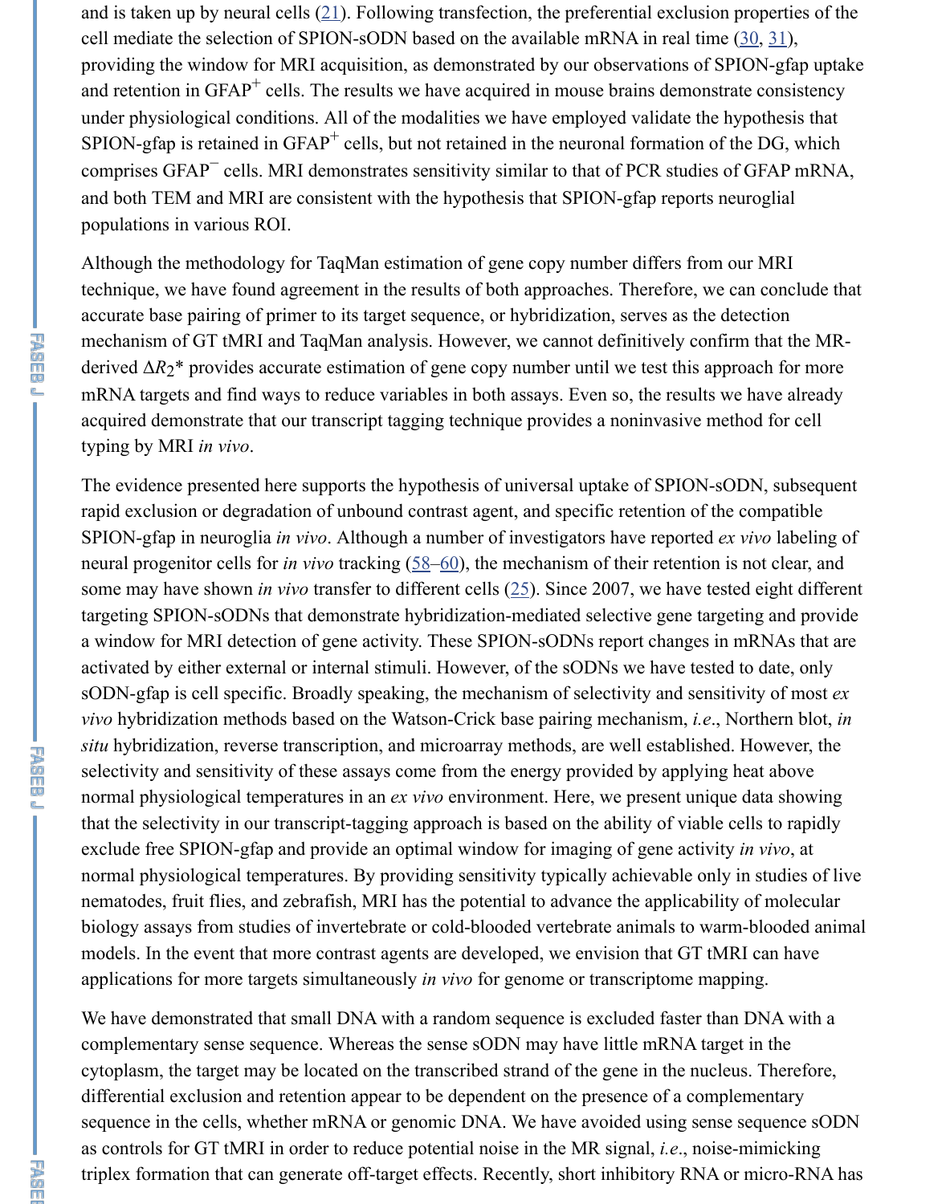and is taken up by neural cells (21). Following transfection, the preferential exclusion properties of the cell mediate the selection of SPION-sODN based on the available mRNA in real time (30, 31), providing the window for MRI acquisition, as demonstrated by our observations of SPION-gfap uptake and retention in $GFAP^+$ cells. The results we have acquired in mouse brains demonstrate consistency under physiological conditions. All of the modalities we have employed validate the hypothesis that SPION-gfap is retained in $GFAP^+$ cells, but not retained in the neuronal formation of the DG, which comprises $GFAP^-$ cells. MRI demonstrates sensitivity similar to that of PCR studies of GFAP mRNA, and both TEM and MRI are consistent with the hypothesis that SPION-gfap reports neuroglial populations in various ROI.

Although the methodology for TaqMan estimation of gene copy number differs from our MRI technique, we have found agreement in the results of both approaches. Therefore, we can conclude that accurate base pairing of primer to its target sequence, or hybridization, serves as the detection mechanism of GT tMRI and TaqMan analysis. However, we cannot definitively confirm that the MR-derived $\Delta R_2^*$ provides accurate estimation of gene copy number until we test this approach for more mRNA targets and find ways to reduce variables in both assays. Even so, the results we have already acquired demonstrate that our transcript tagging technique provides a noninvasive method for cell typing by MRI *in vivo*.

The evidence presented here supports the hypothesis of universal uptake of SPION-sODN, subsequent rapid exclusion or degradation of unbound contrast agent, and specific retention of the compatible SPION-gfap in neuroglia *in vivo*. Although a number of investigators have reported *ex vivo* labeling of neural progenitor cells for *in vivo* tracking (58–60), the mechanism of their retention is not clear, and some may have shown *in vivo* transfer to different cells (25). Since 2007, we have tested eight different targeting SPION-sODNs that demonstrate hybridization-mediated selective gene targeting and provide a window for MRI detection of gene activity. These SPION-sODNs report changes in mRNAs that are activated by either external or internal stimuli. However, of the sODNs we have tested to date, only sODN-gfap is cell specific. Broadly speaking, the mechanism of selectivity and sensitivity of most *ex vivo* hybridization methods based on the Watson-Crick base pairing mechanism, *i.e.*, Northern blot, *in situ* hybridization, reverse transcription, and microarray methods, are well established. However, the selectivity and sensitivity of these assays come from the energy provided by applying heat above normal physiological temperatures in an *ex vivo* environment. Here, we present unique data showing that the selectivity in our transcript-tagging approach is based on the ability of viable cells to rapidly exclude free SPION-gfap and provide an optimal window for imaging of gene activity *in vivo*, at normal physiological temperatures. By providing sensitivity typically achievable only in studies of live nematodes, fruit flies, and zebrafish, MRI has the potential to advance the applicability of molecular biology assays from studies of invertebrate or cold-blooded vertebrate animals to warm-blooded animal models. In the event that more contrast agents are developed, we envision that GT tMRI can have applications for more targets simultaneously *in vivo* for genome or transcriptome mapping.

We have demonstrated that small DNA with a random sequence is excluded faster than DNA with a complementary sense sequence. Whereas the sense sODN may have little mRNA target in the cytoplasm, the target may be located on the transcribed strand of the gene in the nucleus. Therefore, differential exclusion and retention appear to be dependent on the presence of a complementary sequence in the cells, whether mRNA or genomic DNA. We have avoided using sense sequence sODN as controls for GT tMRI in order to reduce potential noise in the MR signal, *i.e.*, noise-mimicking triplex formation that can generate off-target effects. Recently, short inhibitory RNA or micro-RNA has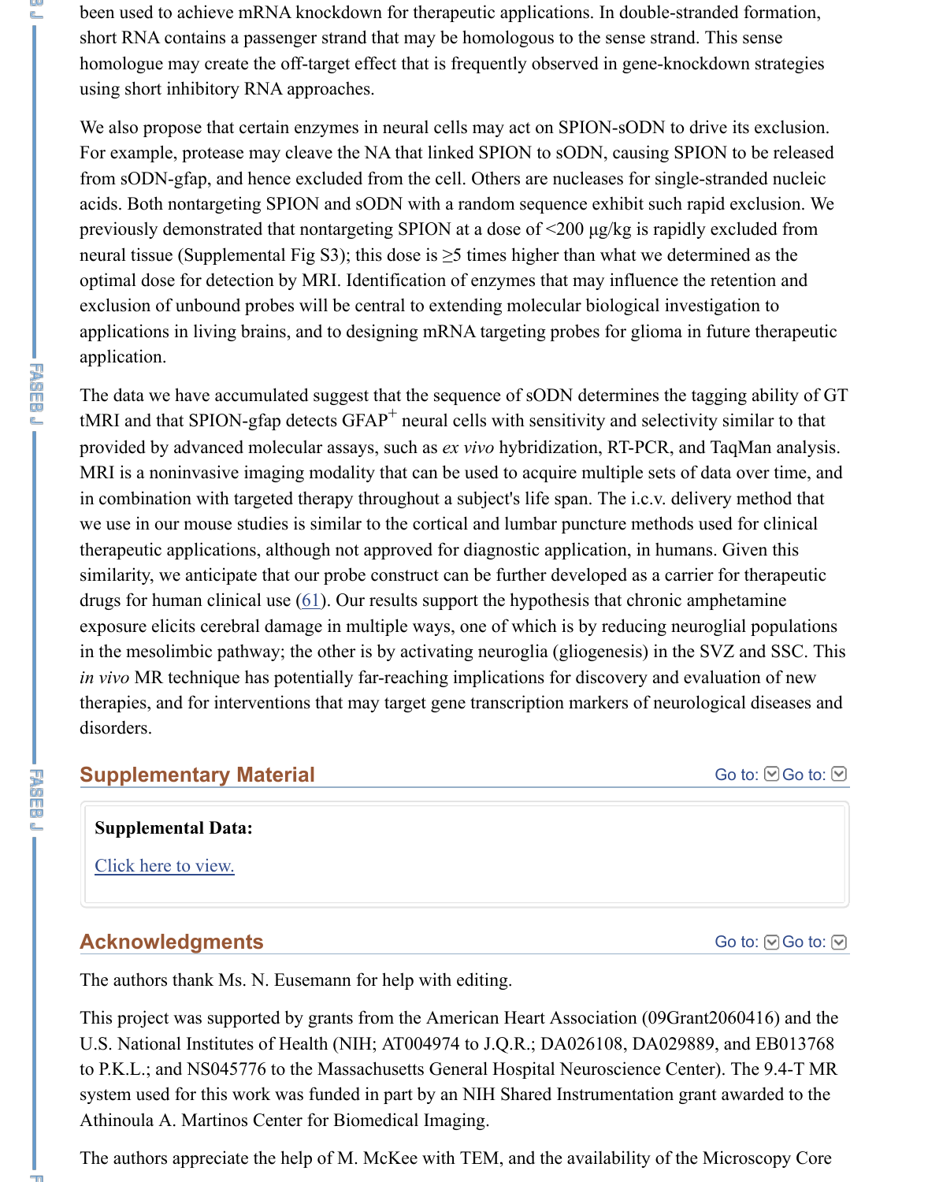been used to achieve mRNA knockdown for therapeutic applications. In double-stranded formation, short RNA contains a passenger strand that may be homologous to the sense strand. This sense homologue may create the off-target effect that is frequently observed in gene-knockdown strategies using short inhibitory RNA approaches.

We also propose that certain enzymes in neural cells may act on SPION-sODN to drive its exclusion. For example, protease may cleave the NA that linked SPION to sODN, causing SPION to be released from sODN-gfap, and hence excluded from the cell. Others are nucleases for single-stranded nucleic acids. Both nontargeting SPION and sODN with a random sequence exhibit such rapid exclusion. We previously demonstrated that nontargeting SPION at a dose of <200 μg/kg is rapidly excluded from neural tissue (Supplemental Fig S3); this dose is ≥5 times higher than what we determined as the optimal dose for detection by MRI. Identification of enzymes that may influence the retention and exclusion of unbound probes will be central to extending molecular biological investigation to applications in living brains, and to designing mRNA targeting probes for glioma in future therapeutic application.

The data we have accumulated suggest that the sequence of sODN determines the tagging ability of GT tMRI and that SPION-gfap detects $GFAP^+$ neural cells with sensitivity and selectivity similar to that provided by advanced molecular assays, such as *ex vivo* hybridization, RT-PCR, and TaqMan analysis. MRI is a noninvasive imaging modality that can be used to acquire multiple sets of data over time, and in combination with targeted therapy throughout a subject's life span. The i.c.v. delivery method that we use in our mouse studies is similar to the cortical and lumbar puncture methods used for clinical therapeutic applications, although not approved for diagnostic application, in humans. Given this similarity, we anticipate that our probe construct can be further developed as a carrier for therapeutic drugs for human clinical use (61). Our results support the hypothesis that chronic amphetamine exposure elicits cerebral damage in multiple ways, one of which is by reducing neuroglial populations in the mesolimbic pathway; the other is by activating neuroglia (gliogenesis) in the SVZ and SSC. This *in vivo* MR technique has potentially far-reaching implications for discovery and evaluation of new therapies, and for interventions that may target gene transcription markers of neurological diseases and disorders.

## Supplementary Material

**Supplemental Data:**

Click here to view.

## Acknowledgments

The authors thank Ms. N. Eusemann for help with editing.

This project was supported by grants from the American Heart Association (09Grant2060416) and the U.S. National Institutes of Health (NIH; AT004974 to J.Q.R.; DA026108, DA029889, and EB013768 to P.K.L.; and NS045776 to the Massachusetts General Hospital Neuroscience Center). The 9.4-T MR system used for this work was funded in part by an NIH Shared Instrumentation grant awarded to the Athinoula A. Martinos Center for Biomedical Imaging.

The authors appreciate the help of M. McKee with TEM, and the availability of the Microscopy Core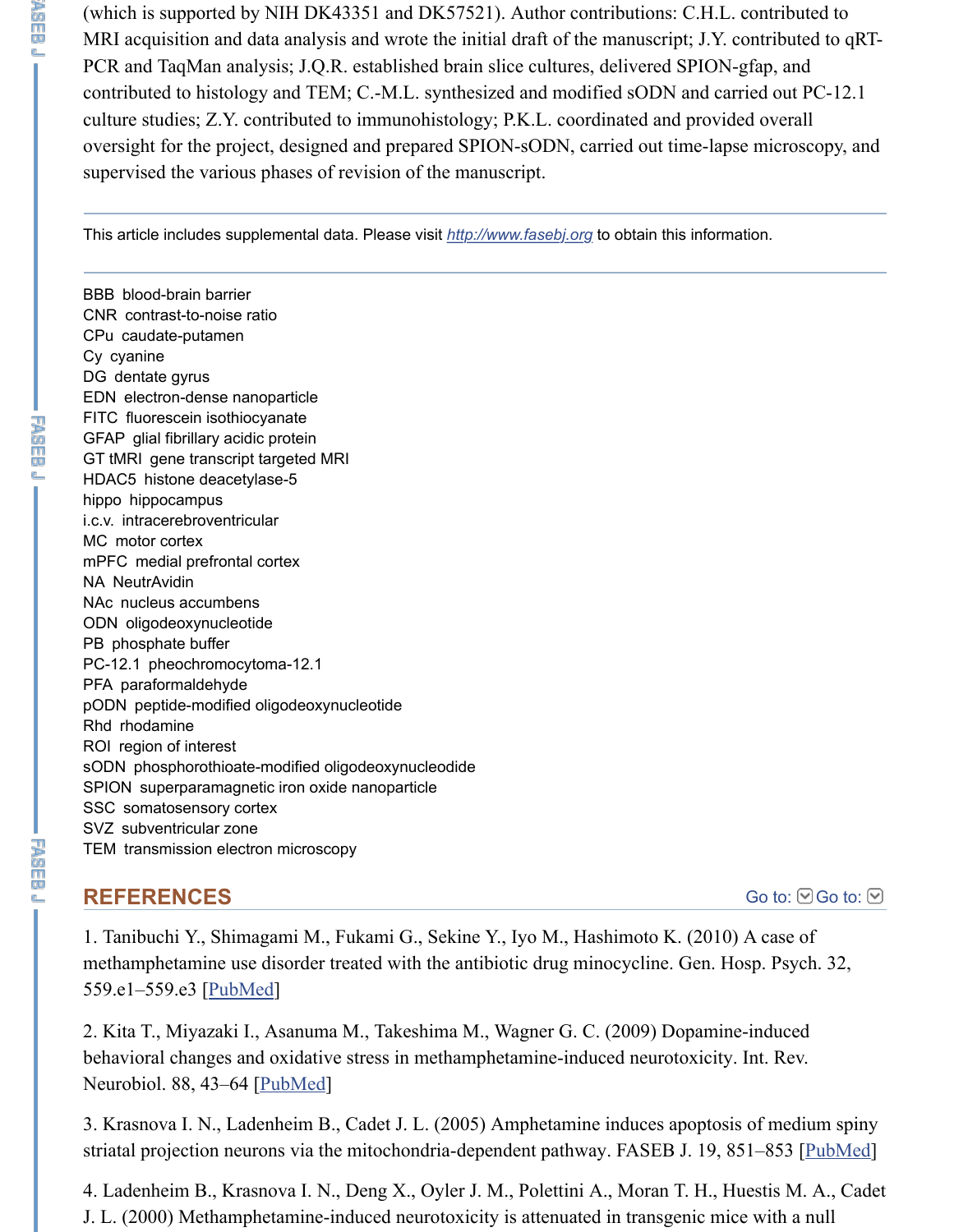(which is supported by NIH DK43351 and DK57521). Author contributions: C.H.L. contributed to MRI acquisition and data analysis and wrote the initial draft of the manuscript; J.Y. contributed to qRT-PCR and TaqMan analysis; J.Q.R. established brain slice cultures, delivered SPION-gfap, and contributed to histology and TEM; C.-M.L. synthesized and modified sODN and carried out PC-12.1 culture studies; Z.Y. contributed to immunohistology; P.K.L. coordinated and provided overall oversight for the project, designed and prepared SPION-sODN, carried out time-lapse microscopy, and supervised the various phases of revision of the manuscript.

---

This article includes supplemental data. Please visit http://www.fasebj.org to obtain this information.

---

BBB blood-brain barrier
CNR contrast-to-noise ratio
CPu caudate-putamen
Cy cyanine
DG dentate gyrus
EDN electron-dense nanoparticle
FITC fluorescein isothiocyanate
GFAP glial fibrillary acidic protein
GT tMRI gene transcript targeted MRI
HDAC5 histone deacetylase-5
hippo hippocampus
i.c.v. intracerebroventricular
MC motor cortex
mPFC medial prefrontal cortex
NA NeutrAvidin
NAc nucleus accumbens
ODN oligodeoxynucleotide
PB phosphate buffer
PC-12.1 pheochromocytoma-12.1
PFA paraformaldehyde
pODN peptide-modified oligodeoxynucleotide
Rhd rhodamine
ROI region of interest
sODN phosphorothioate-modified oligodeoxynucleodide
SPION superparamagnetic iron oxide nanoparticle
SSC somatosensory cortex
SVZ subventricular zone
TEM transmission electron microscopy

## REFERENCES

1. Tanibuchi Y., Shimagami M., Fukami G., Sekine Y., Iyo M., Hashimoto K. (2010) A case of methamphetamine use disorder treated with the antibiotic drug minocycline. Gen. Hosp. Psych. 32, 559.e1–559.e3 [PubMed]

2. Kita T., Miyazaki I., Asanuma M., Takeshima M., Wagner G. C. (2009) Dopamine-induced behavioral changes and oxidative stress in methamphetamine-induced neurotoxicity. Int. Rev. Neurobiol. 88, 43–64 [PubMed]

3. Krasnova I. N., Ladenheim B., Cadet J. L. (2005) Amphetamine induces apoptosis of medium spiny striatal projection neurons via the mitochondria-dependent pathway. FASEB J. 19, 851–853 [PubMed]

4. Ladenheim B., Krasnova I. N., Deng X., Oyler J. M., Polettini A., Moran T. H., Huestis M. A., Cadet J. L. (2000) Methamphetamine-induced neurotoxicity is attenuated in transgenic mice with a null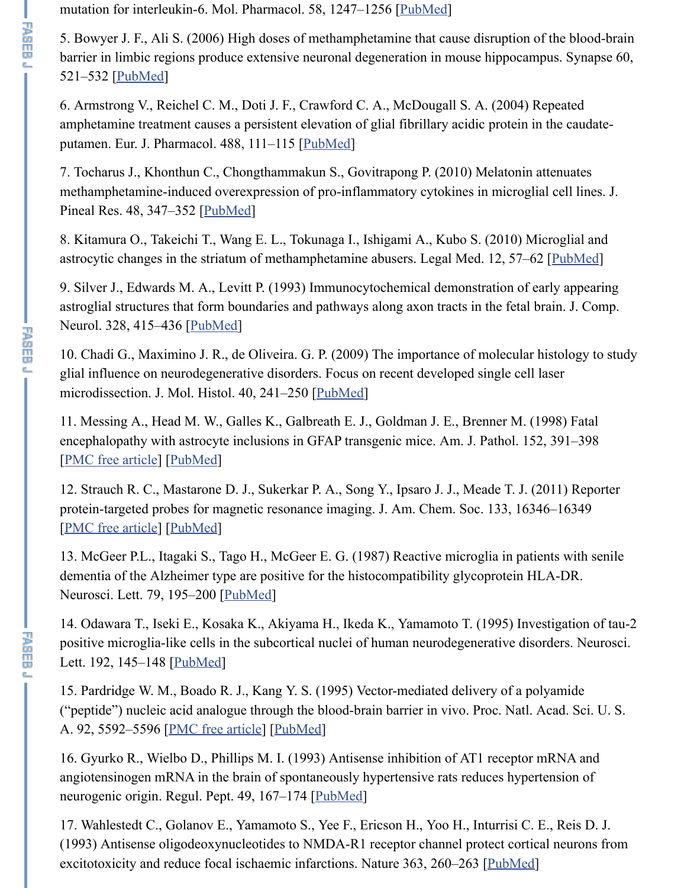mutation for interleukin-6. Mol. Pharmacol. 58, 1247–1256 [PubMed]

5. Bowyer J. F., Ali S. (2006) High doses of methamphetamine that cause disruption of the blood-brain barrier in limbic regions produce extensive neuronal degeneration in mouse hippocampus. Synapse 60, 521–532 [PubMed]

6. Armstrong V., Reichel C. M., Doti J. F., Crawford C. A., McDougall S. A. (2004) Repeated amphetamine treatment causes a persistent elevation of glial fibrillary acidic protein in the caudate-putamen. Eur. J. Pharmacol. 488, 111–115 [PubMed]

7. Tocharus J., Khonthun C., Chongthammakun S., Govitrapong P. (2010) Melatonin attenuates methamphetamine-induced overexpression of pro-inflammatory cytokines in microglial cell lines. J. Pineal Res. 48, 347–352 [PubMed]

8. Kitamura O., Takeichi T., Wang E. L., Tokunaga I., Ishigami A., Kubo S. (2010) Microglial and astrocytic changes in the striatum of methamphetamine abusers. Legal Med. 12, 57–62 [PubMed]

9. Silver J., Edwards M. A., Levitt P. (1993) Immunocytochemical demonstration of early appearing astroglial structures that form boundaries and pathways along axon tracts in the fetal brain. J. Comp. Neurol. 328, 415–436 [PubMed]

10. Chadi G., Maximino J. R., de Oliveira. G. P. (2009) The importance of molecular histology to study glial influence on neurodegenerative disorders. Focus on recent developed single cell laser microdissection. J. Mol. Histol. 40, 241–250 [PubMed]

11. Messing A., Head M. W., Galles K., Galbreath E. J., Goldman J. E., Brenner M. (1998) Fatal encephalopathy with astrocyte inclusions in GFAP transgenic mice. Am. J. Pathol. 152, 391–398 [PMC free article] [PubMed]

12. Strauch R. C., Mastarone D. J., Sukerkar P. A., Song Y., Ipsaro J. J., Meade T. J. (2011) Reporter protein-targeted probes for magnetic resonance imaging. J. Am. Chem. Soc. 133, 16346–16349 [PMC free article] [PubMed]

13. McGeer P.L., Itagaki S., Tago H., McGeer E. G. (1987) Reactive microglia in patients with senile dementia of the Alzheimer type are positive for the histocompatibility glycoprotein HLA-DR. Neurosci. Lett. 79, 195–200 [PubMed]

14. Odawara T., Iseki E., Kosaka K., Akiyama H., Ikeda K., Yamamoto T. (1995) Investigation of tau-2 positive microglia-like cells in the subcortical nuclei of human neurodegenerative disorders. Neurosci. Lett. 192, 145–148 [PubMed]

15. Pardridge W. M., Boado R. J., Kang Y. S. (1995) Vector-mediated delivery of a polyamide ("peptide") nucleic acid analogue through the blood-brain barrier in vivo. Proc. Natl. Acad. Sci. U. S. A. 92, 5592–5596 [PMC free article] [PubMed]

16. Gyurko R., Wielbo D., Phillips M. I. (1993) Antisense inhibition of AT1 receptor mRNA and angiotensinogen mRNA in the brain of spontaneously hypertensive rats reduces hypertension of neurogenic origin. Regul. Pept. 49, 167–174 [PubMed]

17. Wahlestedt C., Golanov E., Yamamoto S., Yee F., Ericson H., Yoo H., Inturrisi C. E., Reis D. J. (1993) Antisense oligodeoxynucleotides to NMDA-R1 receptor channel protect cortical neurons from excitotoxicity and reduce focal ischaemic infarctions. Nature 363, 260–263 [PubMed]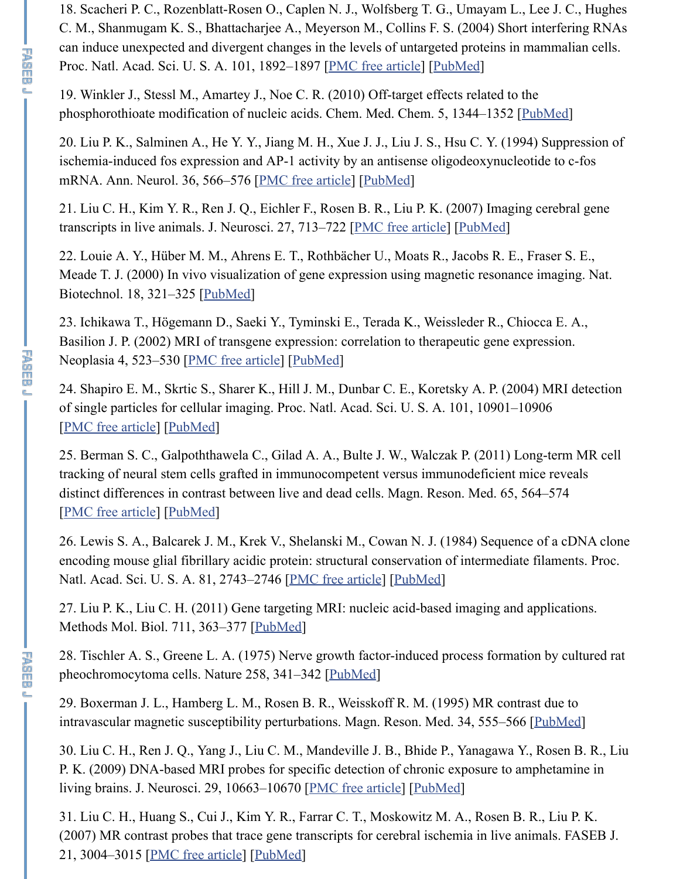18. Scacheri P. C., Rozenblatt-Rosen O., Caplen N. J., Wolfsberg T. G., Umayam L., Lee J. C., Hughes C. M., Shanmugam K. S., Bhattacharjee A., Meyerson M., Collins F. S. (2004) Short interfering RNAs can induce unexpected and divergent changes in the levels of untargeted proteins in mammalian cells. Proc. Natl. Acad. Sci. U. S. A. 101, 1892–1897 [PMC free article] [PubMed]

19. Winkler J., Stessl M., Amartey J., Noe C. R. (2010) Off-target effects related to the phosphorothioate modification of nucleic acids. Chem. Med. Chem. 5, 1344–1352 [PubMed]

20. Liu P. K., Salminen A., He Y. Y., Jiang M. H., Xue J. J., Liu J. S., Hsu C. Y. (1994) Suppression of ischemia-induced fos expression and AP-1 activity by an antisense oligodeoxynucleotide to c-fos mRNA. Ann. Neurol. 36, 566–576 [PMC free article] [PubMed]

21. Liu C. H., Kim Y. R., Ren J. Q., Eichler F., Rosen B. R., Liu P. K. (2007) Imaging cerebral gene transcripts in live animals. J. Neurosci. 27, 713–722 [PMC free article] [PubMed]

22. Louie A. Y., Hüber M. M., Ahrens E. T., Rothbächer U., Moats R., Jacobs R. E., Fraser S. E., Meade T. J. (2000) In vivo visualization of gene expression using magnetic resonance imaging. Nat. Biotechnol. 18, 321–325 [PubMed]

23. Ichikawa T., Högemann D., Saeki Y., Tyminski E., Terada K., Weissleder R., Chiocca E. A., Basilion J. P. (2002) MRI of transgene expression: correlation to therapeutic gene expression. Neoplasia 4, 523–530 [PMC free article] [PubMed]

24. Shapiro E. M., Skrtic S., Sharer K., Hill J. M., Dunbar C. E., Koretsky A. P. (2004) MRI detection of single particles for cellular imaging. Proc. Natl. Acad. Sci. U. S. A. 101, 10901–10906 [PMC free article] [PubMed]

25. Berman S. C., Galpoththawela C., Gilad A. A., Bulte J. W., Walczak P. (2011) Long-term MR cell tracking of neural stem cells grafted in immunocompetent versus immunodeficient mice reveals distinct differences in contrast between live and dead cells. Magn. Reson. Med. 65, 564–574 [PMC free article] [PubMed]

26. Lewis S. A., Balcarek J. M., Krek V., Shelanski M., Cowan N. J. (1984) Sequence of a cDNA clone encoding mouse glial fibrillary acidic protein: structural conservation of intermediate filaments. Proc. Natl. Acad. Sci. U. S. A. 81, 2743–2746 [PMC free article] [PubMed]

27. Liu P. K., Liu C. H. (2011) Gene targeting MRI: nucleic acid-based imaging and applications. Methods Mol. Biol. 711, 363–377 [PubMed]

28. Tischler A. S., Greene L. A. (1975) Nerve growth factor-induced process formation by cultured rat pheochromocytoma cells. Nature 258, 341–342 [PubMed]

29. Boxerman J. L., Hamberg L. M., Rosen B. R., Weisskoff R. M. (1995) MR contrast due to intravascular magnetic susceptibility perturbations. Magn. Reson. Med. 34, 555–566 [PubMed]

30. Liu C. H., Ren J. Q., Yang J., Liu C. M., Mandeville J. B., Bhide P., Yanagawa Y., Rosen B. R., Liu P. K. (2009) DNA-based MRI probes for specific detection of chronic exposure to amphetamine in living brains. J. Neurosci. 29, 10663–10670 [PMC free article] [PubMed]

31. Liu C. H., Huang S., Cui J., Kim Y. R., Farrar C. T., Moskowitz M. A., Rosen B. R., Liu P. K. (2007) MR contrast probes that trace gene transcripts for cerebral ischemia in live animals. FASEB J. 21, 3004–3015 [PMC free article] [PubMed]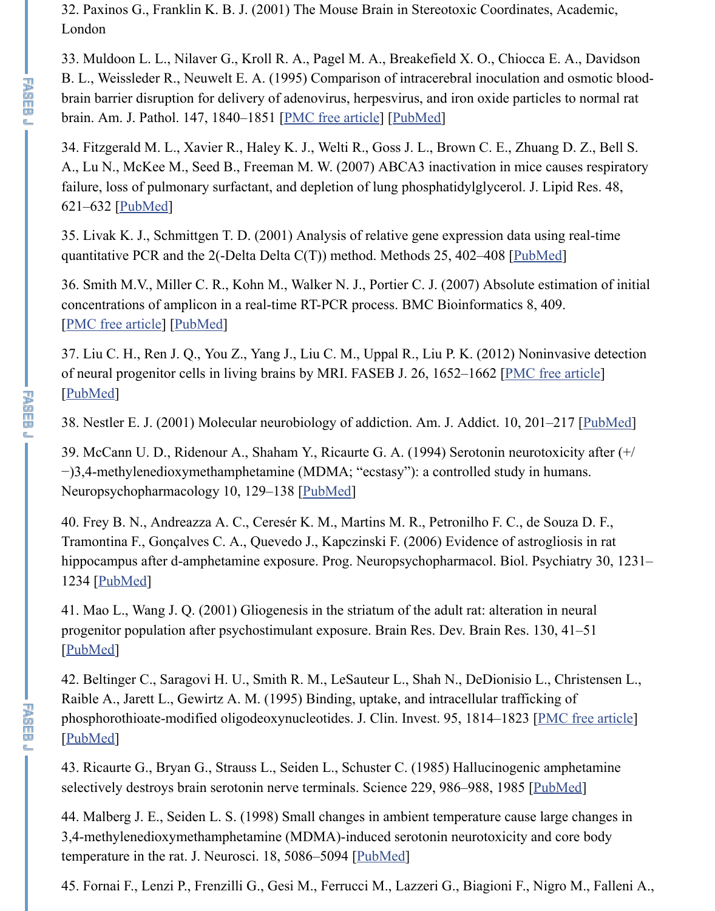32. Paxinos G., Franklin K. B. J. (2001) The Mouse Brain in Stereotoxic Coordinates, Academic, London

33. Muldoon L. L., Nilaver G., Kroll R. A., Pagel M. A., Breakefield X. O., Chiocca E. A., Davidson B. L., Weissleder R., Neuwelt E. A. (1995) Comparison of intracerebral inoculation and osmotic blood-brain barrier disruption for delivery of adenovirus, herpesvirus, and iron oxide particles to normal rat brain. Am. J. Pathol. 147, 1840–1851 [PMC free article] [PubMed]

34. Fitzgerald M. L., Xavier R., Haley K. J., Welti R., Goss J. L., Brown C. E., Zhuang D. Z., Bell S. A., Lu N., McKee M., Seed B., Freeman M. W. (2007) ABCA3 inactivation in mice causes respiratory failure, loss of pulmonary surfactant, and depletion of lung phosphatidylglycerol. J. Lipid Res. 48, 621–632 [PubMed]

35. Livak K. J., Schmittgen T. D. (2001) Analysis of relative gene expression data using real-time quantitative PCR and the 2(-Delta Delta C(T)) method. Methods 25, 402–408 [PubMed]

36. Smith M.V., Miller C. R., Kohn M., Walker N. J., Portier C. J. (2007) Absolute estimation of initial concentrations of amplicon in a real-time RT-PCR process. BMC Bioinformatics 8, 409. [PMC free article] [PubMed]

37. Liu C. H., Ren J. Q., You Z., Yang J., Liu C. M., Uppal R., Liu P. K. (2012) Noninvasive detection of neural progenitor cells in living brains by MRI. FASEB J. 26, 1652–1662 [PMC free article] [PubMed]

38. Nestler E. J. (2001) Molecular neurobiology of addiction. Am. J. Addict. 10, 201–217 [PubMed]

39. McCann U. D., Ridenour A., Shaham Y., Ricaurte G. A. (1994) Serotonin neurotoxicity after (+/−)3,4-methylenedioxymethamphetamine (MDMA; "ecstasy"): a controlled study in humans. Neuropsychopharmacology 10, 129–138 [PubMed]

40. Frey B. N., Andreazza A. C., Ceresér K. M., Martins M. R., Petronilho F. C., de Souza D. F., Tramontina F., Gonçalves C. A., Quevedo J., Kapczinski F. (2006) Evidence of astrogliosis in rat hippocampus after d-amphetamine exposure. Prog. Neuropsychopharmacol. Biol. Psychiatry 30, 1231–1234 [PubMed]

41. Mao L., Wang J. Q. (2001) Gliogenesis in the striatum of the adult rat: alteration in neural progenitor population after psychostimulant exposure. Brain Res. Dev. Brain Res. 130, 41–51 [PubMed]

42. Beltinger C., Saragovi H. U., Smith R. M., LeSauteur L., Shah N., DeDionisio L., Christensen L., Raible A., Jarett L., Gewirtz A. M. (1995) Binding, uptake, and intracellular trafficking of phosphorothioate-modified oligodeoxynucleotides. J. Clin. Invest. 95, 1814–1823 [PMC free article] [PubMed]

43. Ricaurte G., Bryan G., Strauss L., Seiden L., Schuster C. (1985) Hallucinogenic amphetamine selectively destroys brain serotonin nerve terminals. Science 229, 986–988, 1985 [PubMed]

44. Malberg J. E., Seiden L. S. (1998) Small changes in ambient temperature cause large changes in 3,4-methylenedioxymethamphetamine (MDMA)-induced serotonin neurotoxicity and core body temperature in the rat. J. Neurosci. 18, 5086–5094 [PubMed]

45. Fornai F., Lenzi P., Frenzilli G., Gesi M., Ferrucci M., Lazzeri G., Biagioni F., Nigro M., Falleni A.,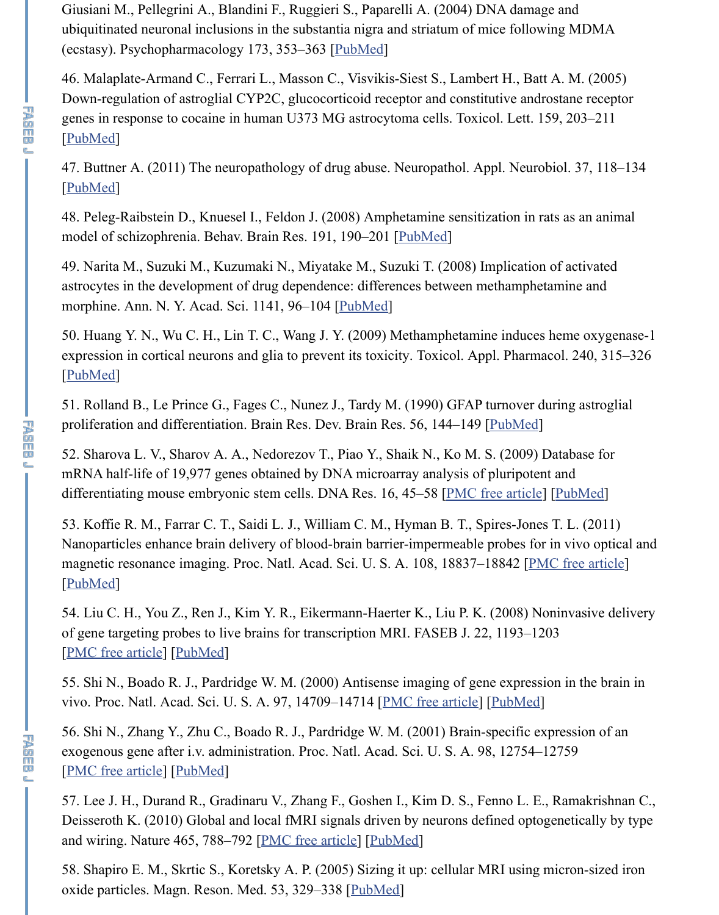Giusiani M., Pellegrini A., Blandini F., Ruggieri S., Paparelli A. (2004) DNA damage and ubiquitinated neuronal inclusions in the substantia nigra and striatum of mice following MDMA (ecstasy). Psychopharmacology 173, 353–363 [PubMed]

46. Malaplate-Armand C., Ferrari L., Masson C., Visvikis-Siest S., Lambert H., Batt A. M. (2005) Down-regulation of astroglial CYP2C, glucocorticoid receptor and constitutive androstane receptor genes in response to cocaine in human U373 MG astrocytoma cells. Toxicol. Lett. 159, 203–211 [PubMed]

47. Buttner A. (2011) The neuropathology of drug abuse. Neuropathol. Appl. Neurobiol. 37, 118–134 [PubMed]

48. Peleg-Raibstein D., Knuesel I., Feldon J. (2008) Amphetamine sensitization in rats as an animal model of schizophrenia. Behav. Brain Res. 191, 190–201 [PubMed]

49. Narita M., Suzuki M., Kuzumaki N., Miyatake M., Suzuki T. (2008) Implication of activated astrocytes in the development of drug dependence: differences between methamphetamine and morphine. Ann. N. Y. Acad. Sci. 1141, 96–104 [PubMed]

50. Huang Y. N., Wu C. H., Lin T. C., Wang J. Y. (2009) Methamphetamine induces heme oxygenase-1 expression in cortical neurons and glia to prevent its toxicity. Toxicol. Appl. Pharmacol. 240, 315–326 [PubMed]

51. Rolland B., Le Prince G., Fages C., Nunez J., Tardy M. (1990) GFAP turnover during astroglial proliferation and differentiation. Brain Res. Dev. Brain Res. 56, 144–149 [PubMed]

52. Sharova L. V., Sharov A. A., Nedorezov T., Piao Y., Shaik N., Ko M. S. (2009) Database for mRNA half-life of 19,977 genes obtained by DNA microarray analysis of pluripotent and differentiating mouse embryonic stem cells. DNA Res. 16, 45–58 [PMC free article] [PubMed]

53. Koffie R. M., Farrar C. T., Saidi L. J., William C. M., Hyman B. T., Spires-Jones T. L. (2011) Nanoparticles enhance brain delivery of blood-brain barrier-impermeable probes for in vivo optical and magnetic resonance imaging. Proc. Natl. Acad. Sci. U. S. A. 108, 18837–18842 [PMC free article] [PubMed]

54. Liu C. H., You Z., Ren J., Kim Y. R., Eikermann-Haerter K., Liu P. K. (2008) Noninvasive delivery of gene targeting probes to live brains for transcription MRI. FASEB J. 22, 1193–1203 [PMC free article] [PubMed]

55. Shi N., Boado R. J., Pardridge W. M. (2000) Antisense imaging of gene expression in the brain in vivo. Proc. Natl. Acad. Sci. U. S. A. 97, 14709–14714 [PMC free article] [PubMed]

56. Shi N., Zhang Y., Zhu C., Boado R. J., Pardridge W. M. (2001) Brain-specific expression of an exogenous gene after i.v. administration. Proc. Natl. Acad. Sci. U. S. A. 98, 12754–12759 [PMC free article] [PubMed]

57. Lee J. H., Durand R., Gradinaru V., Zhang F., Goshen I., Kim D. S., Fenno L. E., Ramakrishnan C., Deisseroth K. (2010) Global and local fMRI signals driven by neurons defined optogenetically by type and wiring. Nature 465, 788–792 [PMC free article] [PubMed]

58. Shapiro E. M., Skrtic S., Koretsky A. P. (2005) Sizing it up: cellular MRI using micron-sized iron oxide particles. Magn. Reson. Med. 53, 329–338 [PubMed]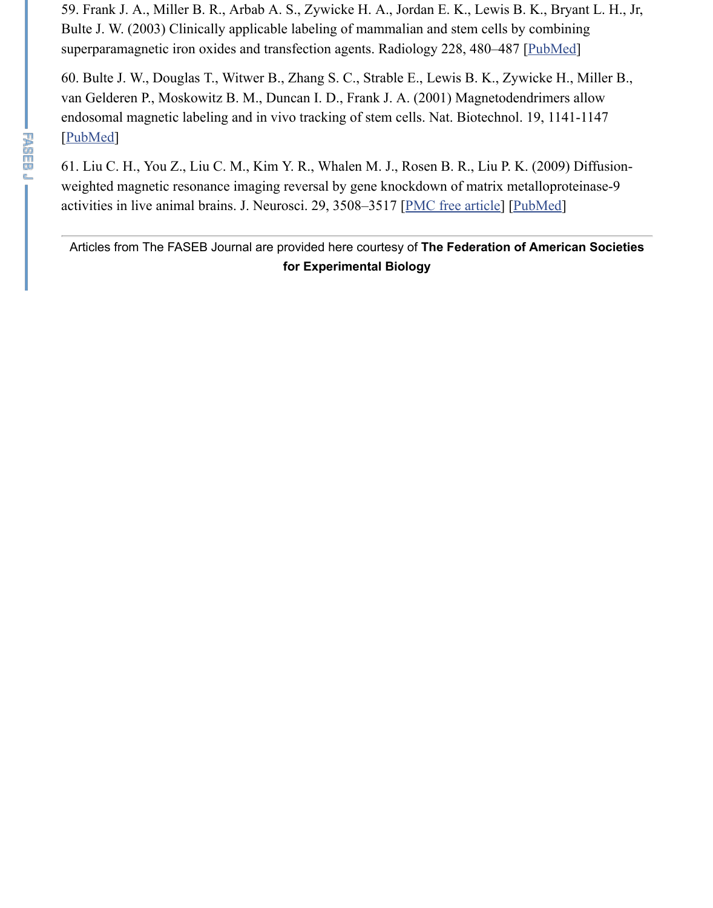59. Frank J. A., Miller B. R., Arbab A. S., Zywicke H. A., Jordan E. K., Lewis B. K., Bryant L. H., Jr, Bulte J. W. (2003) Clinically applicable labeling of mammalian and stem cells by combining superparamagnetic iron oxides and transfection agents. Radiology 228, 480–487 [PubMed]

60. Bulte J. W., Douglas T., Witwer B., Zhang S. C., Strable E., Lewis B. K., Zywicke H., Miller B., van Gelderen P., Moskowitz B. M., Duncan I. D., Frank J. A. (2001) Magnetodendrimers allow endosomal magnetic labeling and in vivo tracking of stem cells. Nat. Biotechnol. 19, 1141-1147 [PubMed]

61. Liu C. H., You Z., Liu C. M., Kim Y. R., Whalen M. J., Rosen B. R., Liu P. K. (2009) Diffusion-weighted magnetic resonance imaging reversal by gene knockdown of matrix metalloproteinase-9 activities in live animal brains. J. Neurosci. 29, 3508–3517 [PMC free article] [PubMed]

---

Articles from The FASEB Journal are provided here courtesy of **The Federation of American Societies for Experimental Biology**